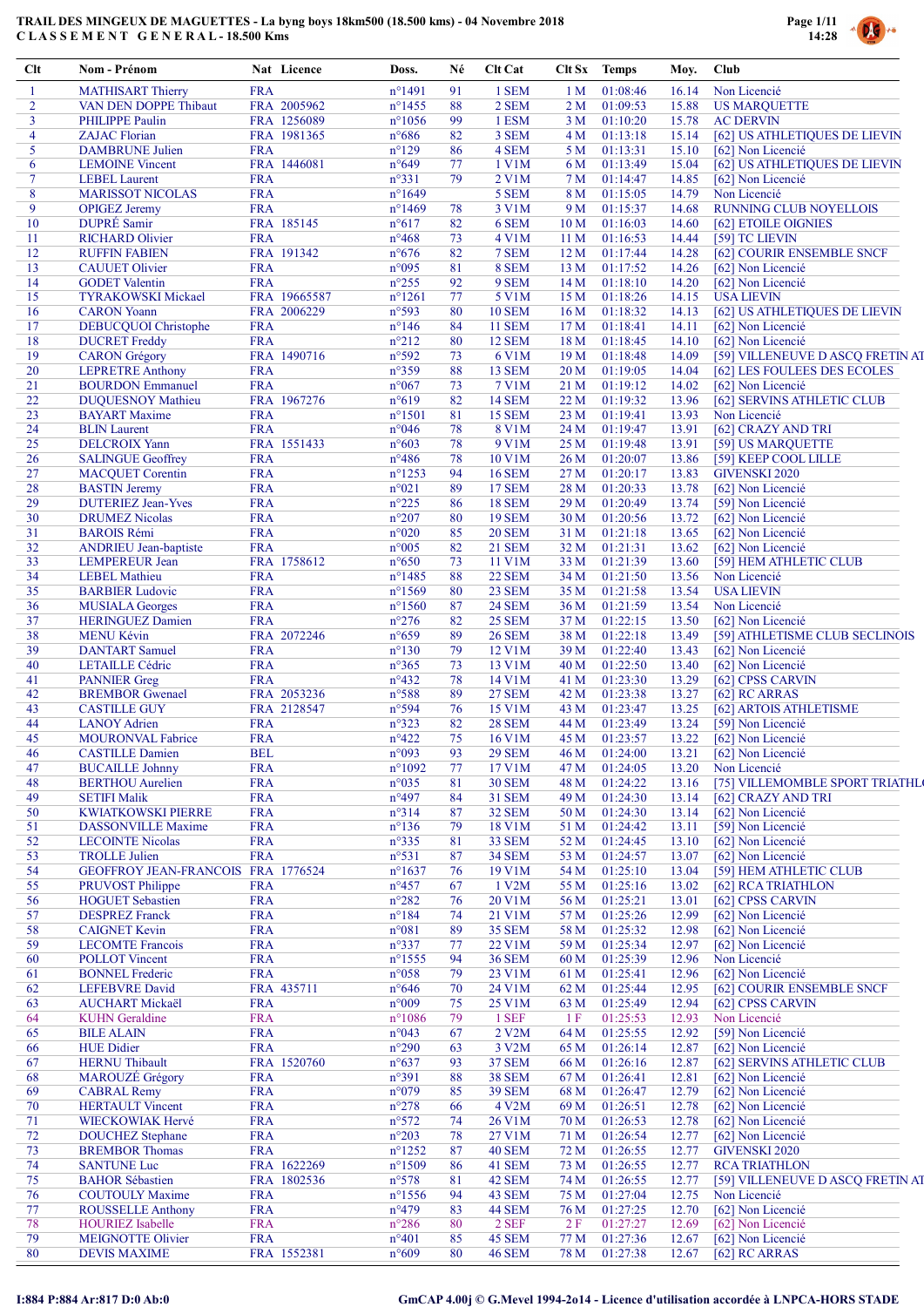# TRAIL DES MINGEUX DE MAGUETTES - La byng boys 18km500 (18.500 kms) - 04 Novembre 2018

## CLASSEMENT GENERAL - 18.500 Kms

| Clt | Nom - Prénom | Nat | Licence | Doss. | Né | Clt Cat | Clt Sx | Temps | Moy. | Club |
|---|---|---|---|---|---|---|---|---|---|---|
| 1 | MATHISART Thierry | FRA | | n°1491 | 91 | 1 SEM | 1 M | 01:08:46 | 16.14 | Non Licencié |
| 2 | VAN DEN DOPPE Thibaut | FRA | 2005962 | n°1455 | 88 | 2 SEM | 2 M | 01:09:53 | 15.88 | US MARQUETTE |
| 3 | PHILIPPE Paulin | FRA | 1256089 | n°1056 | 99 | 1 ESM | 3 M | 01:10:20 | 15.78 | AC DERVIN |
| 4 | ZAJAC Florian | FRA | 1981365 | n°686 | 82 | 3 SEM | 4 M | 01:13:18 | 15.14 | [62] US ATHLETIQUES DE LIEVIN |
| 5 | DAMBRUNE Julien | FRA | | n°129 | 86 | 4 SEM | 5 M | 01:13:31 | 15.10 | [62] Non Licencié |
| 6 | LEMOINE Vincent | FRA | 1446081 | n°649 | 77 | 1 V1M | 6 M | 01:13:49 | 15.04 | [62] US ATHLETIQUES DE LIEVIN |
| 7 | LEBEL Laurent | FRA | | n°331 | 79 | 2 V1M | 7 M | 01:14:47 | 14.85 | [62] Non Licencié |
| 8 | MARISSOT NICOLAS | FRA | | n°1649 | | 5 SEM | 8 M | 01:15:05 | 14.79 | Non Licencié |
| 9 | OPIGEZ Jeremy | FRA | | n°1469 | 78 | 3 V1M | 9 M | 01:15:37 | 14.68 | RUNNING CLUB NOYELLOIS |
| 10 | DUPRÉ Samir | FRA | 185145 | n°617 | 82 | 6 SEM | 10 M | 01:16:03 | 14.60 | [62] ETOILE OIGNIES |
| 11 | RICHARD Olivier | FRA | | n°468 | 73 | 4 V1M | 11 M | 01:16:53 | 14.44 | [59] TC LIEVIN |
| 12 | RUFFIN FABIEN | FRA | 191342 | n°676 | 82 | 7 SEM | 12 M | 01:17:44 | 14.28 | [62] COURIR ENSEMBLE SNCF |
| 13 | CAUUET Olivier | FRA | | n°095 | 81 | 8 SEM | 13 M | 01:17:52 | 14.26 | [62] Non Licencié |
| 14 | GODET Valentin | FRA | | n°255 | 92 | 9 SEM | 14 M | 01:18:10 | 14.20 | [62] Non Licencié |
| 15 | TYRAKOWSKI Mickael | FRA | 19665587 | n°1261 | 77 | 5 V1M | 15 M | 01:18:26 | 14.15 | USA LIEVIN |
| 16 | CARON Yoann | FRA | 2006229 | n°593 | 80 | 10 SEM | 16 M | 01:18:32 | 14.13 | [62] US ATHLETIQUES DE LIEVIN |
| 17 | DEBUCQUOI Christophe | FRA | | n°146 | 84 | 11 SEM | 17 M | 01:18:41 | 14.11 | [62] Non Licencié |
| 18 | DUCRET Freddy | FRA | | n°212 | 80 | 12 SEM | 18 M | 01:18:45 | 14.10 | [62] Non Licencié |
| 19 | CARON Grégory | FRA | 1490716 | n°592 | 73 | 6 V1M | 19 M | 01:18:48 | 14.09 | [59] VILLENEUVE D ASCQ FRETIN AT |
| 20 | LEPRETRE Anthony | FRA | | n°359 | 88 | 13 SEM | 20 M | 01:19:05 | 14.04 | [62] LES FOULEES DES ECOLES |
| 21 | BOURDON Emmanuel | FRA | | n°067 | 73 | 7 V1M | 21 M | 01:19:12 | 14.02 | [62] Non Licencié |
| 22 | DUQUESNOY Mathieu | FRA | 1967276 | n°619 | 82 | 14 SEM | 22 M | 01:19:32 | 13.96 | [62] SERVINS ATHLETIC CLUB |
| 23 | BAYART Maxime | FRA | | n°1501 | 81 | 15 SEM | 23 M | 01:19:41 | 13.93 | Non Licencié |
| 24 | BLIN Laurent | FRA | | n°046 | 78 | 8 V1M | 24 M | 01:19:47 | 13.91 | [62] CRAZY AND TRI |
| 25 | DELCROIX Yann | FRA | 1551433 | n°603 | 78 | 9 V1M | 25 M | 01:19:48 | 13.91 | [59] US MARQUETTE |
| 26 | SALINGUE Geoffrey | FRA | | n°486 | 78 | 10 V1M | 26 M | 01:20:07 | 13.86 | [59] KEEP COOL LILLE |
| 27 | MACQUET Corentin | FRA | | n°1253 | 94 | 16 SEM | 27 M | 01:20:17 | 13.83 | GIVENSKI 2020 |
| 28 | BASTIN Jeremy | FRA | | n°021 | 89 | 17 SEM | 28 M | 01:20:33 | 13.78 | [62] Non Licencié |
| 29 | DUTERIEZ Jean-Yves | FRA | | n°225 | 86 | 18 SEM | 29 M | 01:20:49 | 13.74 | [59] Non Licencié |
| 30 | DRUMEZ Nicolas | FRA | | n°207 | 80 | 19 SEM | 30 M | 01:20:56 | 13.72 | [62] Non Licencié |
| 31 | BAROIS Rémi | FRA | | n°020 | 85 | 20 SEM | 31 M | 01:21:18 | 13.65 | [62] Non Licencié |
| 32 | ANDRIEU Jean-baptiste | FRA | | n°005 | 82 | 21 SEM | 32 M | 01:21:31 | 13.62 | [62] Non Licencié |
| 33 | LEMPEREUR Jean | FRA | 1758612 | n°650 | 73 | 11 V1M | 33 M | 01:21:39 | 13.60 | [59] HEM ATHLETIC CLUB |
| 34 | LEBEL Mathieu | FRA | | n°1485 | 88 | 22 SEM | 34 M | 01:21:50 | 13.56 | Non Licencié |
| 35 | BARBIER Ludovic | FRA | | n°1569 | 80 | 23 SEM | 35 M | 01:21:58 | 13.54 | USA LIEVIN |
| 36 | MUSIALA Georges | FRA | | n°1560 | 87 | 24 SEM | 36 M | 01:21:59 | 13.54 | Non Licencié |
| 37 | HERINGUEZ Damien | FRA | | n°276 | 82 | 25 SEM | 37 M | 01:22:15 | 13.50 | [62] Non Licencié |
| 38 | MENU Kévin | FRA | 2072246 | n°659 | 89 | 26 SEM | 38 M | 01:22:18 | 13.49 | [59] ATHLETISME CLUB SECLINOIS |
| 39 | DANTART Samuel | FRA | | n°130 | 79 | 12 V1M | 39 M | 01:22:40 | 13.43 | [62] Non Licencié |
| 40 | LETAILLE Cédric | FRA | | n°365 | 73 | 13 V1M | 40 M | 01:22:50 | 13.40 | [62] Non Licencié |
| 41 | PANNIER Greg | FRA | | n°432 | 78 | 14 V1M | 41 M | 01:23:30 | 13.29 | [62] CPSS CARVIN |
| 42 | BREMBOR Gwenael | FRA | 2053236 | n°588 | 89 | 27 SEM | 42 M | 01:23:38 | 13.27 | [62] RC ARRAS |
| 43 | CASTILLE GUY | FRA | 2128547 | n°594 | 76 | 15 V1M | 43 M | 01:23:47 | 13.25 | [62] ARTOIS ATHLETISME |
| 44 | LANOY Adrien | FRA | | n°323 | 82 | 28 SEM | 44 M | 01:23:49 | 13.24 | [59] Non Licencié |
| 45 | MOURONVAL Fabrice | FRA | | n°422 | 75 | 16 V1M | 45 M | 01:23:57 | 13.22 | [62] Non Licencié |
| 46 | CASTILLE Damien | BEL | | n°093 | 93 | 29 SEM | 46 M | 01:24:00 | 13.21 | [62] Non Licencié |
| 47 | BUCAILLE Johnny | FRA | | n°1092 | 77 | 17 V1M | 47 M | 01:24:05 | 13.20 | Non Licencié |
| 48 | BERTHOU Aurelien | FRA | | n°035 | 81 | 30 SEM | 48 M | 01:24:22 | 13.16 | [75] VILLEMOMBLE SPORT TRIATHL |
| 49 | SETIFI Malik | FRA | | n°497 | 84 | 31 SEM | 49 M | 01:24:30 | 13.14 | [62] CRAZY AND TRI |
| 50 | KWIATKOWSKI PIERRE | FRA | | n°314 | 87 | 32 SEM | 50 M | 01:24:30 | 13.14 | [62] Non Licencié |
| 51 | DASSONVILLE Maxime | FRA | | n°136 | 79 | 18 V1M | 51 M | 01:24:42 | 13.11 | [59] Non Licencié |
| 52 | LECOINTE Nicolas | FRA | | n°335 | 81 | 33 SEM | 52 M | 01:24:45 | 13.10 | [62] Non Licencié |
| 53 | TROLLE Julien | FRA | | n°531 | 87 | 34 SEM | 53 M | 01:24:57 | 13.07 | [62] Non Licencié |
| 54 | GEOFFROY JEAN-FRANCOIS | FRA | 1776524 | n°1637 | 76 | 19 V1M | 54 M | 01:25:10 | 13.04 | [59] HEM ATHLETIC CLUB |
| 55 | PRUVOST Philippe | FRA | | n°457 | 67 | 1 V2M | 55 M | 01:25:16 | 13.02 | [62] RCA TRIATHLON |
| 56 | HOGUET Sebastien | FRA | | n°282 | 76 | 20 V1M | 56 M | 01:25:21 | 13.01 | [62] CPSS CARVIN |
| 57 | DESPREZ Franck | FRA | | n°184 | 74 | 21 V1M | 57 M | 01:25:26 | 12.99 | [62] Non Licencié |
| 58 | CAIGNET Kevin | FRA | | n°081 | 89 | 35 SEM | 58 M | 01:25:32 | 12.98 | [62] Non Licencié |
| 59 | LECOMTE Francois | FRA | | n°337 | 77 | 22 V1M | 59 M | 01:25:34 | 12.97 | [62] Non Licencié |
| 60 | POLLOT Vincent | FRA | | n°1555 | 94 | 36 SEM | 60 M | 01:25:39 | 12.96 | Non Licencié |
| 61 | BONNEL Frederic | FRA | | n°058 | 79 | 23 V1M | 61 M | 01:25:41 | 12.96 | [62] Non Licencié |
| 62 | LEFEBVRE David | FRA | 435711 | n°646 | 70 | 24 V1M | 62 M | 01:25:44 | 12.95 | [62] COURIR ENSEMBLE SNCF |
| 63 | AUCHART Mickaël | FRA | | n°009 | 75 | 25 V1M | 63 M | 01:25:49 | 12.94 | [62] CPSS CARVIN |
| 64 | KUHN Geraldine | FRA | | n°1086 | 79 | 1 SEF | 1 F | 01:25:53 | 12.93 | Non Licencié |
| 65 | BILE ALAIN | FRA | | n°043 | 67 | 2 V2M | 64 M | 01:25:55 | 12.92 | [59] Non Licencié |
| 66 | HUE Didier | FRA | | n°290 | 63 | 3 V2M | 65 M | 01:26:14 | 12.87 | [62] Non Licencié |
| 67 | HERNU Thibault | FRA | 1520760 | n°637 | 93 | 37 SEM | 66 M | 01:26:16 | 12.87 | [62] SERVINS ATHLETIC CLUB |
| 68 | MAROUZÉ Grégory | FRA | | n°391 | 88 | 38 SEM | 67 M | 01:26:41 | 12.81 | [62] Non Licencié |
| 69 | CABRAL Remy | FRA | | n°079 | 85 | 39 SEM | 68 M | 01:26:47 | 12.79 | [62] Non Licencié |
| 70 | HERTAULT Vincent | FRA | | n°278 | 66 | 4 V2M | 69 M | 01:26:51 | 12.78 | [62] Non Licencié |
| 71 | WIECKOWIAK Hervé | FRA | | n°572 | 74 | 26 V1M | 70 M | 01:26:53 | 12.78 | [62] Non Licencié |
| 72 | DOUCHEZ Stephane | FRA | | n°203 | 78 | 27 V1M | 71 M | 01:26:54 | 12.77 | [62] Non Licencié |
| 73 | BREMBOR Thomas | FRA | | n°1252 | 87 | 40 SEM | 72 M | 01:26:55 | 12.77 | GIVENSKI 2020 |
| 74 | SANTUNE Luc | FRA | 1622269 | n°1509 | 86 | 41 SEM | 73 M | 01:26:55 | 12.77 | RCA TRIATHLON |
| 75 | BAHOR Sébastien | FRA | 1802536 | n°578 | 81 | 42 SEM | 74 M | 01:26:55 | 12.77 | [59] VILLENEUVE D ASCQ FRETIN AT |
| 76 | COUTOULY Maxime | FRA | | n°1556 | 94 | 43 SEM | 75 M | 01:27:04 | 12.75 | Non Licencié |
| 77 | ROUSSELLE Anthony | FRA | | n°479 | 83 | 44 SEM | 76 M | 01:27:25 | 12.70 | [62] Non Licencié |
| 78 | HOURIEZ Isabelle | FRA | | n°286 | 80 | 2 SEF | 2 F | 01:27:27 | 12.69 | [62] Non Licencié |
| 79 | MEIGNOTTE Olivier | FRA | | n°401 | 85 | 45 SEM | 77 M | 01:27:36 | 12.67 | [62] Non Licencié |
| 80 | DEVIS MAXIME | FRA | 1552381 | n°609 | 80 | 46 SEM | 78 M | 01:27:38 | 12.67 | [62] RC ARRAS |

I:884 P:884 Ar:817 D:0 Ab:0

GmCAP 4.00j © G.Mevel 1994-2014 - Licence d'utilisation accordée à LNPCA-HORS STADE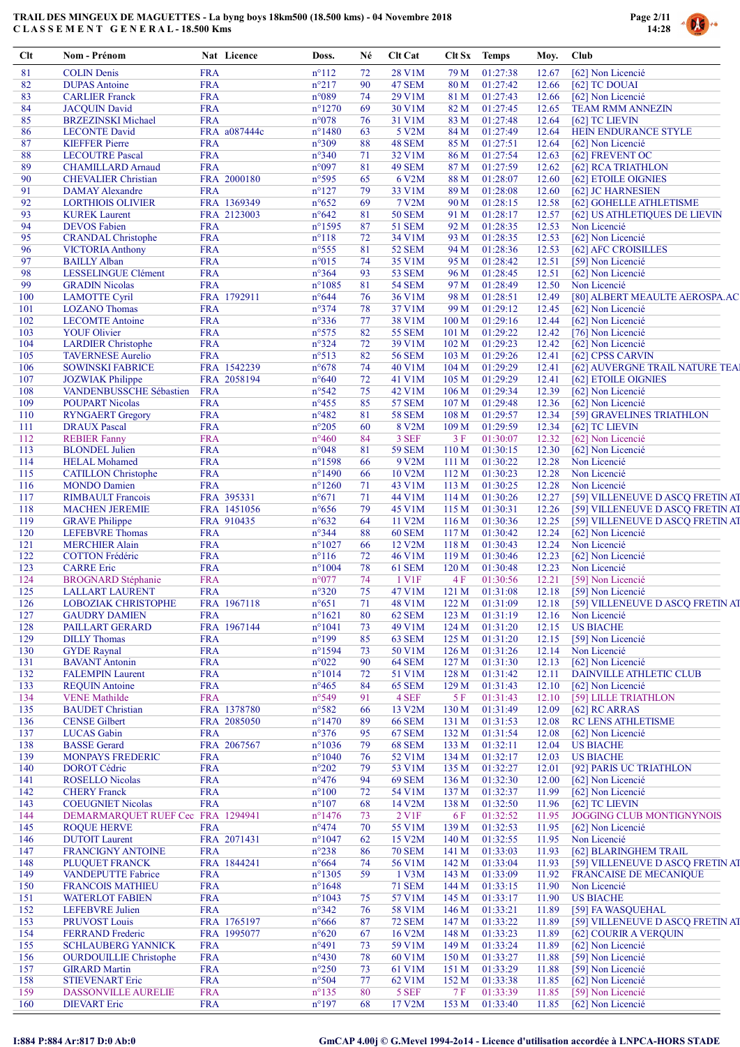# TRAIL DES MINGEUX DE MAGUETTES - La byng boys 18km500 (18.500 kms) - 04 Novembre 2018

## C L A S S E M E N T  G E N E R A L - 18.500 Kms

| Clt | Nom - Prénom | Nat | Licence | Doss. | Né | Clt Cat | Clt Sx | Temps | Moy. | Club |
|---|---|---|---|---|---|---|---|---|---|---|
| 81 | COLIN Denis | FRA | | n°112 | 72 | 28 V1M | 79 M | 01:27:38 | 12.67 | [62] Non Licencié |
| 82 | DUPAS Antoine | FRA | | n°217 | 90 | 47 SEM | 80 M | 01:27:42 | 12.66 | [62] TC DOUAI |
| 83 | CARLIER Franck | FRA | | n°089 | 74 | 29 V1M | 81 M | 01:27:43 | 12.66 | [62] Non Licencié |
| 84 | JACQUIN David | FRA | | n°1270 | 69 | 30 V1M | 82 M | 01:27:45 | 12.65 | TEAM RMM ANNEZIN |
| 85 | BRZEZINSKI Michael | FRA | | n°078 | 76 | 31 V1M | 83 M | 01:27:48 | 12.64 | [62] TC LIEVIN |
| 86 | LECONTE David | FRA | a087444c | n°1480 | 63 | 5 V2M | 84 M | 01:27:49 | 12.64 | HEIN ENDURANCE STYLE |
| 87 | KIEFFER Pierre | FRA | | n°309 | 88 | 48 SEM | 85 M | 01:27:51 | 12.64 | [62] Non Licencié |
| 88 | LECOUTRE Pascal | FRA | | n°340 | 71 | 32 V1M | 86 M | 01:27:54 | 12.63 | [62] FREVENT OC |
| 89 | CHAMILLARD Arnaud | FRA | | n°097 | 81 | 49 SEM | 87 M | 01:27:59 | 12.62 | [62] RCA TRIATHLON |
| 90 | CHEVALIER Christian | FRA | 2000180 | n°595 | 65 | 6 V2M | 88 M | 01:28:07 | 12.60 | [62] ETOILE OIGNIES |
| 91 | DAMAY Alexandre | FRA | | n°127 | 79 | 33 V1M | 89 M | 01:28:08 | 12.60 | [62] JC HARNESIEN |
| 92 | LORTHIOIS OLIVIER | FRA | 1369349 | n°652 | 69 | 7 V2M | 90 M | 01:28:15 | 12.58 | [62] GOHELLE ATHLETISME |
| 93 | KUREK Laurent | FRA | 2123003 | n°642 | 81 | 50 SEM | 91 M | 01:28:17 | 12.57 | [62] US ATHLETIQUES DE LIEVIN |
| 94 | DEVOS Fabien | FRA | | n°1595 | 87 | 51 SEM | 92 M | 01:28:35 | 12.53 | Non Licencié |
| 95 | CRANDAL Christophe | FRA | | n°118 | 72 | 34 V1M | 93 M | 01:28:35 | 12.53 | [62] Non Licencié |
| 96 | VICTORIA Anthony | FRA | | n°555 | 81 | 52 SEM | 94 M | 01:28:36 | 12.53 | [62] AFC CROISILLES |
| 97 | BAILLY Alban | FRA | | n°015 | 74 | 35 V1M | 95 M | 01:28:42 | 12.51 | [59] Non Licencié |
| 98 | LESSELINGUE Clément | FRA | | n°364 | 93 | 53 SEM | 96 M | 01:28:45 | 12.51 | [62] Non Licencié |
| 99 | GRADIN Nicolas | FRA | | n°1085 | 81 | 54 SEM | 97 M | 01:28:49 | 12.50 | Non Licencié |
| 100 | LAMOTTE Cyril | FRA | 1792911 | n°644 | 76 | 36 V1M | 98 M | 01:28:51 | 12.49 | [80] ALBERT MEAULTE AEROSPA.AC |
| 101 | LOZANO Thomas | FRA | | n°374 | 78 | 37 V1M | 99 M | 01:29:12 | 12.45 | [62] Non Licencié |
| 102 | LECOMTE Antoine | FRA | | n°336 | 77 | 38 V1M | 100 M | 01:29:16 | 12.44 | [62] Non Licencié |
| 103 | YOUF Olivier | FRA | | n°575 | 82 | 55 SEM | 101 M | 01:29:22 | 12.42 | [76] Non Licencié |
| 104 | LARDIER Christophe | FRA | | n°324 | 72 | 39 V1M | 102 M | 01:29:23 | 12.42 | [62] Non Licencié |
| 105 | TAVERNESE Aurelio | FRA | | n°513 | 82 | 56 SEM | 103 M | 01:29:26 | 12.41 | [62] CPSS CARVIN |
| 106 | SOWINSKI FABRICE | FRA | 1542239 | n°678 | 74 | 40 V1M | 104 M | 01:29:29 | 12.41 | [62] AUVERGNE TRAIL NATURE TEAI |
| 107 | JOZWIAK Philippe | FRA | 2058194 | n°640 | 72 | 41 V1M | 105 M | 01:29:29 | 12.41 | [62] ETOILE OIGNIES |
| 108 | VANDENBUSSCHE Sébastien | FRA | | n°542 | 75 | 42 V1M | 106 M | 01:29:34 | 12.39 | [62] Non Licencié |
| 109 | POUPART Nicolas | FRA | | n°455 | 85 | 57 SEM | 107 M | 01:29:48 | 12.36 | [62] Non Licencié |
| 110 | RYNGAERT Gregory | FRA | | n°482 | 81 | 58 SEM | 108 M | 01:29:57 | 12.34 | [59] GRAVELINES TRIATHLON |
| 111 | DRAUX Pascal | FRA | | n°205 | 60 | 8 V2M | 109 M | 01:29:59 | 12.34 | [62] TC LIEVIN |
| 112 | REBIER Fanny | FRA | | n°460 | 84 | 3 SEF | 3 F | 01:30:07 | 12.32 | [62] Non Licencié |
| 113 | BLONDEL Julien | FRA | | n°048 | 81 | 59 SEM | 110 M | 01:30:15 | 12.30 | [62] Non Licencié |
| 114 | HELAL Mohamed | FRA | | n°1598 | 66 | 9 V2M | 111 M | 01:30:22 | 12.28 | Non Licencié |
| 115 | CATILLON Christophe | FRA | | n°1490 | 66 | 10 V2M | 112 M | 01:30:23 | 12.28 | Non Licencié |
| 116 | MONDO Damien | FRA | | n°1260 | 71 | 43 V1M | 113 M | 01:30:25 | 12.28 | Non Licencié |
| 117 | RIMBAULT Francois | FRA | 395331 | n°671 | 71 | 44 V1M | 114 M | 01:30:26 | 12.27 | [59] VILLENEUVE D ASCQ FRETIN AT |
| 118 | MACHEN JEREMIE | FRA | 1451056 | n°656 | 79 | 45 V1M | 115 M | 01:30:31 | 12.26 | [59] VILLENEUVE D ASCQ FRETIN AT |
| 119 | GRAVE Philippe | FRA | 910435 | n°632 | 64 | 11 V2M | 116 M | 01:30:36 | 12.25 | [59] VILLENEUVE D ASCQ FRETIN AT |
| 120 | LEFEBVRE Thomas | FRA | | n°344 | 88 | 60 SEM | 117 M | 01:30:42 | 12.24 | [62] Non Licencié |
| 121 | MERCHIER Alain | FRA | | n°1027 | 66 | 12 V2M | 118 M | 01:30:43 | 12.24 | Non Licencié |
| 122 | COTTON Frédéric | FRA | | n°116 | 72 | 46 V1M | 119 M | 01:30:46 | 12.23 | [62] Non Licencié |
| 123 | CARRE Eric | FRA | | n°1004 | 78 | 61 SEM | 120 M | 01:30:48 | 12.23 | Non Licencié |
| 124 | BROGNARD Stéphanie | FRA | | n°077 | 74 | 1 V1F | 4 F | 01:30:56 | 12.21 | [59] Non Licencié |
| 125 | LALLART LAURENT | FRA | | n°320 | 75 | 47 V1M | 121 M | 01:31:08 | 12.18 | [59] Non Licencié |
| 126 | LOBOZIAK CHRISTOPHE | FRA | 1967118 | n°651 | 71 | 48 V1M | 122 M | 01:31:09 | 12.18 | [59] VILLENEUVE D ASCQ FRETIN AT |
| 127 | GAUDRY DAMIEN | FRA | | n°1621 | 80 | 62 SEM | 123 M | 01:31:19 | 12.16 | Non Licencié |
| 128 | PAILLART GERARD | FRA | 1967144 | n°1041 | 73 | 49 V1M | 124 M | 01:31:20 | 12.15 | US BIACHE |
| 129 | DILLY Thomas | FRA | | n°199 | 85 | 63 SEM | 125 M | 01:31:20 | 12.15 | [59] Non Licencié |
| 130 | GYDE Raynal | FRA | | n°1594 | 73 | 50 V1M | 126 M | 01:31:26 | 12.14 | Non Licencié |
| 131 | BAVANT Antonin | FRA | | n°022 | 90 | 64 SEM | 127 M | 01:31:30 | 12.13 | [62] Non Licencié |
| 132 | FALEMPIN Laurent | FRA | | n°1014 | 72 | 51 V1M | 128 M | 01:31:42 | 12.11 | DAINVILLE ATHLETIC CLUB |
| 133 | REQUIN Antoine | FRA | | n°465 | 84 | 65 SEM | 129 M | 01:31:43 | 12.10 | [62] Non Licencié |
| 134 | VENE Mathilde | FRA | | n°549 | 91 | 4 SEF | 5 F | 01:31:43 | 12.10 | [59] LILLE TRIATHLON |
| 135 | BAUDET Christian | FRA | 1378780 | n°582 | 66 | 13 V2M | 130 M | 01:31:49 | 12.09 | [62] RC ARRAS |
| 136 | CENSE Gilbert | FRA | 2085050 | n°1470 | 89 | 66 SEM | 131 M | 01:31:53 | 12.08 | RC LENS ATHLETISME |
| 137 | LUCAS Gabin | FRA | | n°376 | 95 | 67 SEM | 132 M | 01:31:54 | 12.08 | [62] Non Licencié |
| 138 | BASSE Gerard | FRA | 2067567 | n°1036 | 79 | 68 SEM | 133 M | 01:32:11 | 12.04 | US BIACHE |
| 139 | MONPAYS FREDERIC | FRA | | n°1040 | 76 | 52 V1M | 134 M | 01:32:17 | 12.03 | US BIACHE |
| 140 | DOROT Cédric | FRA | | n°202 | 79 | 53 V1M | 135 M | 01:32:27 | 12.01 | [92] PARIS UC TRIATHLON |
| 141 | ROSELLO Nicolas | FRA | | n°476 | 94 | 69 SEM | 136 M | 01:32:30 | 12.00 | [62] Non Licencié |
| 142 | CHERY Franck | FRA | | n°100 | 72 | 54 V1M | 137 M | 01:32:37 | 11.99 | [62] Non Licencié |
| 143 | COEUGNIET Nicolas | FRA | | n°107 | 68 | 14 V2M | 138 M | 01:32:50 | 11.96 | [62] TC LIEVIN |
| 144 | DEMARMARQUET RUEF Cec | FRA | 1294941 | n°1476 | 73 | 2 V1F | 6 F | 01:32:52 | 11.95 | JOGGING CLUB MONTIGNYNOIS |
| 145 | ROQUE HERVE | FRA | | n°474 | 70 | 55 V1M | 139 M | 01:32:53 | 11.95 | [62] Non Licencié |
| 146 | DUTOIT Laurent | FRA | 2071431 | n°1047 | 62 | 15 V2M | 140 M | 01:32:55 | 11.95 | Non Licencié |
| 147 | FRANCIGNY ANTOINE | FRA | | n°238 | 86 | 70 SEM | 141 M | 01:33:03 | 11.93 | [62] BLARINGHEM TRAIL |
| 148 | PLUQUET FRANCK | FRA | 1844241 | n°664 | 74 | 56 V1M | 142 M | 01:33:04 | 11.93 | [59] VILLENEUVE D ASCQ FRETIN AT |
| 149 | VANDEPUTTE Fabrice | FRA | | n°1305 | 59 | 1 V3M | 143 M | 01:33:09 | 11.92 | FRANCAISE DE MECANIQUE |
| 150 | FRANCOIS MATHIEU | FRA | | n°1648 | | 71 SEM | 144 M | 01:33:15 | 11.90 | Non Licencié |
| 151 | WATERLOT FABIEN | FRA | | n°1043 | 75 | 57 V1M | 145 M | 01:33:17 | 11.90 | US BIACHE |
| 152 | LEFEBVRE Julien | FRA | | n°342 | 76 | 58 V1M | 146 M | 01:33:21 | 11.89 | [59] FA WASQUEHAL |
| 153 | PRUVOST Louis | FRA | 1765197 | n°666 | 87 | 72 SEM | 147 M | 01:33:22 | 11.89 | [59] VILLENEUVE D ASCQ FRETIN AT |
| 154 | FERRAND Frederic | FRA | 1995077 | n°620 | 67 | 16 V2M | 148 M | 01:33:23 | 11.89 | [62] COURIR A VERQUIN |
| 155 | SCHLAUBERG YANNICK | FRA | | n°491 | 73 | 59 V1M | 149 M | 01:33:24 | 11.89 | [62] Non Licencié |
| 156 | OURDOUILLIE Christophe | FRA | | n°430 | 78 | 60 V1M | 150 M | 01:33:27 | 11.88 | [62] Non Licencié |
| 157 | GIRARD Martin | FRA | | n°250 | 73 | 61 V1M | 151 M | 01:33:29 | 11.88 | [59] Non Licencié |
| 158 | STIEVENART Eric | FRA | | n°504 | 77 | 62 V1M | 152 M | 01:33:38 | 11.85 | [62] Non Licencié |
| 159 | DASSONVILLE AURELIE | FRA | | n°135 | 80 | 5 SEF | 7 F | 01:33:39 | 11.85 | [59] Non Licencié |
| 160 | DIEVART Eric | FRA | | n°197 | 68 | 17 V2M | 153 M | 01:33:40 | 11.85 | [62] Non Licencié |

I:884 P:884 Ar:817 D:0 Ab:0

GmCAP 4.00j © G.Mevel 1994-2o14 - Licence d'utilisation accordée à LNPCA-HORS STADE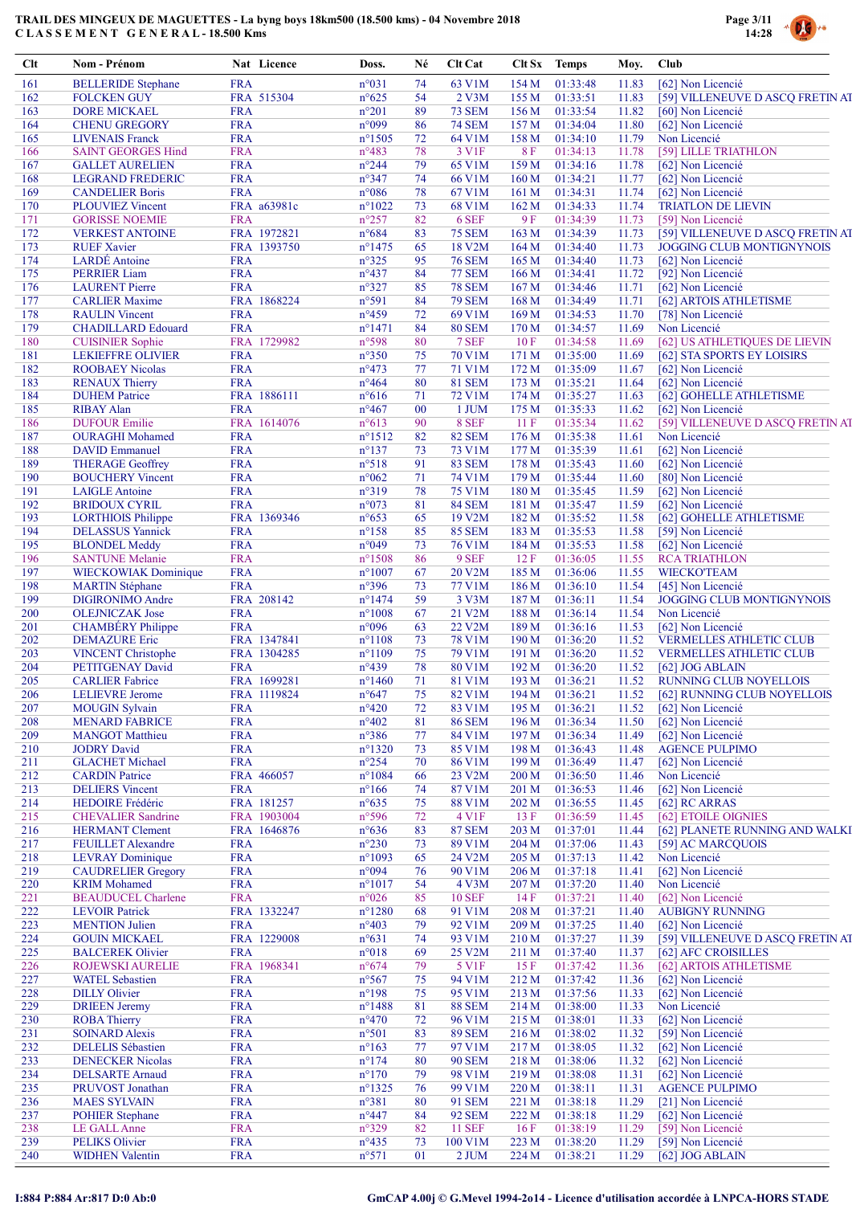# TRAIL DES MINGEUX DE MAGUETTES - La byng boys 18km500 (18.500 kms) - 04 Novembre 2018

## C L A S S E M E N T G E N E R A L - 18.500 Kms

| Clt | Nom - Prénom | Nat | Licence | Doss. | Né | Clt Cat | Clt Sx | Temps | Moy. | Club |
|---|---|---|---|---|---|---|---|---|---|---|
| 161 | BELLERIDE Stephane | FRA | | n°031 | 74 | 63 V1M | 154 M | 01:33:48 | 11.83 | [62] Non Licencié |
| 162 | FOLCKEN GUY | FRA | 515304 | n°625 | 54 | 2 V3M | 155 M | 01:33:51 | 11.83 | [59] VILLENEUVE D ASCQ FRETIN AT |
| 163 | DORE MICKAEL | FRA | | n°201 | 89 | 73 SEM | 156 M | 01:33:54 | 11.82 | [60] Non Licencié |
| 164 | CHENU GREGORY | FRA | | n°099 | 86 | 74 SEM | 157 M | 01:34:04 | 11.80 | [62] Non Licencié |
| 165 | LIVENAIS Franck | FRA | | n°1505 | 72 | 64 V1M | 158 M | 01:34:10 | 11.79 | Non Licencié |
| 166 | SAINT GEORGES Hind | FRA | | n°483 | 78 | 3 V1F | 8 F | 01:34:13 | 11.78 | [59] LILLE TRIATHLON |
| 167 | GALLET AURELIEN | FRA | | n°244 | 79 | 65 V1M | 159 M | 01:34:16 | 11.78 | [62] Non Licencié |
| 168 | LEGRAND FREDERIC | FRA | | n°347 | 74 | 66 V1M | 160 M | 01:34:21 | 11.77 | [62] Non Licencié |
| 169 | CANDELIER Boris | FRA | | n°086 | 78 | 67 V1M | 161 M | 01:34:31 | 11.74 | [62] Non Licencié |
| 170 | PLOUVIEZ Vincent | FRA | a63981c | n°1022 | 73 | 68 V1M | 162 M | 01:34:33 | 11.74 | TRIATLON DE LIEVIN |
| 171 | GORISSE NOEMIE | FRA | | n°257 | 82 | 6 SEF | 9 F | 01:34:39 | 11.73 | [59] Non Licencié |
| 172 | VERKEST ANTOINE | FRA | 1972821 | n°684 | 83 | 75 SEM | 163 M | 01:34:39 | 11.73 | [59] VILLENEUVE D ASCQ FRETIN AT |
| 173 | RUEF Xavier | FRA | 1393750 | n°1475 | 65 | 18 V2M | 164 M | 01:34:40 | 11.73 | JOGGING CLUB MONTIGNYNOIS |
| 174 | LARDÉ Antoine | FRA | | n°325 | 95 | 76 SEM | 165 M | 01:34:40 | 11.73 | [62] Non Licencié |
| 175 | PERRIER Liam | FRA | | n°437 | 84 | 77 SEM | 166 M | 01:34:41 | 11.72 | [92] Non Licencié |
| 176 | LAURENT Pierre | FRA | | n°327 | 85 | 78 SEM | 167 M | 01:34:46 | 11.71 | [62] Non Licencié |
| 177 | CARLIER Maxime | FRA | 1868224 | n°591 | 84 | 79 SEM | 168 M | 01:34:49 | 11.71 | [62] ARTOIS ATHLETISME |
| 178 | RAULIN Vincent | FRA | | n°459 | 72 | 69 V1M | 169 M | 01:34:53 | 11.70 | [78] Non Licencié |
| 179 | CHADILLARD Edouard | FRA | | n°1471 | 84 | 80 SEM | 170 M | 01:34:57 | 11.69 | Non Licencié |
| 180 | CUISINIER Sophie | FRA | 1729982 | n°598 | 80 | 7 SEF | 10 F | 01:34:58 | 11.69 | [62] US ATHLETIQUES DE LIEVIN |
| 181 | LEKIEFFRE OLIVIER | FRA | | n°350 | 75 | 70 V1M | 171 M | 01:35:00 | 11.69 | [62] STA SPORTS EY LOISIRS |
| 182 | ROOBAEY Nicolas | FRA | | n°473 | 77 | 71 V1M | 172 M | 01:35:09 | 11.67 | [62] Non Licencié |
| 183 | RENAUX Thierry | FRA | | n°464 | 80 | 81 SEM | 173 M | 01:35:21 | 11.64 | [62] Non Licencié |
| 184 | DUHEM Patrice | FRA | 1886111 | n°616 | 71 | 72 V1M | 174 M | 01:35:27 | 11.63 | [62] GOHELLE ATHLETISME |
| 185 | RIBAY Alan | FRA | | n°467 | 00 | 1 JUM | 175 M | 01:35:33 | 11.62 | [62] Non Licencié |
| 186 | DUFOUR Emilie | FRA | 1614076 | n°613 | 90 | 8 SEF | 11 F | 01:35:34 | 11.62 | [59] VILLENEUVE D ASCQ FRETIN AT |
| 187 | OURAGHI Mohamed | FRA | | n°1512 | 82 | 82 SEM | 176 M | 01:35:38 | 11.61 | Non Licencié |
| 188 | DAVID Emmanuel | FRA | | n°137 | 73 | 73 V1M | 177 M | 01:35:39 | 11.61 | [62] Non Licencié |
| 189 | THERAGE Geoffrey | FRA | | n°518 | 91 | 83 SEM | 178 M | 01:35:43 | 11.60 | [62] Non Licencié |
| 190 | BOUCHERY Vincent | FRA | | n°062 | 71 | 74 V1M | 179 M | 01:35:44 | 11.60 | [80] Non Licencié |
| 191 | LAIGLE Antoine | FRA | | n°319 | 78 | 75 V1M | 180 M | 01:35:45 | 11.59 | [62] Non Licencié |
| 192 | BRIDOUX CYRIL | FRA | | n°073 | 81 | 84 SEM | 181 M | 01:35:47 | 11.59 | [62] Non Licencié |
| 193 | LORTHIOIS Philippe | FRA | 1369346 | n°653 | 65 | 19 V2M | 182 M | 01:35:52 | 11.58 | [62] GOHELLE ATHLETISME |
| 194 | DELASSUS Yannick | FRA | | n°158 | 85 | 85 SEM | 183 M | 01:35:53 | 11.58 | [59] Non Licencié |
| 195 | BLONDEL Meddy | FRA | | n°049 | 73 | 76 V1M | 184 M | 01:35:53 | 11.58 | [62] Non Licencié |
| 196 | SANTUNE Melanie | FRA | | n°1508 | 86 | 9 SEF | 12 F | 01:36:05 | 11.55 | RCA TRIATHLON |
| 197 | WIECKOWIAK Dominique | FRA | | n°1007 | 67 | 20 V2M | 185 M | 01:36:06 | 11.55 | WIECKO'TEAM |
| 198 | MARTIN Stéphane | FRA | | n°396 | 73 | 77 V1M | 186 M | 01:36:10 | 11.54 | [45] Non Licencié |
| 199 | DIGIRONIMO Andre | FRA | 208142 | n°1474 | 59 | 3 V3M | 187 M | 01:36:11 | 11.54 | JOGGING CLUB MONTIGNYNOIS |
| 200 | OLEJNICZAK Jose | FRA | | n°1008 | 67 | 21 V2M | 188 M | 01:36:14 | 11.54 | Non Licencié |
| 201 | CHAMBÉRY Philippe | FRA | | n°096 | 63 | 22 V2M | 189 M | 01:36:16 | 11.53 | [62] Non Licencié |
| 202 | DEMAZURE Eric | FRA | 1347841 | n°1108 | 73 | 78 V1M | 190 M | 01:36:20 | 11.52 | VERMELLES ATHLETIC CLUB |
| 203 | VINCENT Christophe | FRA | 1304285 | n°1109 | 75 | 79 V1M | 191 M | 01:36:20 | 11.52 | VERMELLES ATHLETIC CLUB |
| 204 | PETITGENAY David | FRA | | n°439 | 78 | 80 V1M | 192 M | 01:36:20 | 11.52 | [62] JOG ABLAIN |
| 205 | CARLIER Fabrice | FRA | 1699281 | n°1460 | 71 | 81 V1M | 193 M | 01:36:21 | 11.52 | RUNNING CLUB NOYELLOIS |
| 206 | LELIEVRE Jerome | FRA | 1119824 | n°647 | 75 | 82 V1M | 194 M | 01:36:21 | 11.52 | [62] RUNNING CLUB NOYELLOIS |
| 207 | MOUGIN Sylvain | FRA | | n°420 | 72 | 83 V1M | 195 M | 01:36:21 | 11.52 | [62] Non Licencié |
| 208 | MENARD FABRICE | FRA | | n°402 | 81 | 86 SEM | 196 M | 01:36:34 | 11.50 | [62] Non Licencié |
| 209 | MANGOT Matthieu | FRA | | n°386 | 77 | 84 V1M | 197 M | 01:36:34 | 11.49 | [62] Non Licencié |
| 210 | JODRY David | FRA | | n°1320 | 73 | 85 V1M | 198 M | 01:36:43 | 11.48 | AGENCE PULPIMO |
| 211 | GLACHET Michael | FRA | | n°254 | 70 | 86 V1M | 199 M | 01:36:49 | 11.47 | [62] Non Licencié |
| 212 | CARDIN Patrice | FRA | 466057 | n°1084 | 66 | 23 V2M | 200 M | 01:36:50 | 11.46 | Non Licencié |
| 213 | DELIERS Vincent | FRA | | n°166 | 74 | 87 V1M | 201 M | 01:36:53 | 11.46 | [62] Non Licencié |
| 214 | HEDOIRE Frédéric | FRA | 181257 | n°635 | 75 | 88 V1M | 202 M | 01:36:55 | 11.45 | [62] RC ARRAS |
| 215 | CHEVALIER Sandrine | FRA | 1903004 | n°596 | 72 | 4 V1F | 13 F | 01:36:59 | 11.45 | [62] ETOILE OIGNIES |
| 216 | HERMANT Clement | FRA | 1646876 | n°636 | 83 | 87 SEM | 203 M | 01:37:01 | 11.44 | [62] PLANETE RUNNING AND WALKI |
| 217 | FEUILLET Alexandre | FRA | | n°230 | 73 | 89 V1M | 204 M | 01:37:06 | 11.43 | [59] AC MARCQUOIS |
| 218 | LEVRAY Dominique | FRA | | n°1093 | 65 | 24 V2M | 205 M | 01:37:13 | 11.42 | Non Licencié |
| 219 | CAUDRELIER Gregory | FRA | | n°094 | 76 | 90 V1M | 206 M | 01:37:18 | 11.41 | [62] Non Licencié |
| 220 | KRIM Mohamed | FRA | | n°1017 | 54 | 4 V3M | 207 M | 01:37:20 | 11.40 | Non Licencié |
| 221 | BEAUDUCEL Charlene | FRA | | n°026 | 85 | 10 SEF | 14 F | 01:37:21 | 11.40 | [62] Non Licencié |
| 222 | LEVOIR Patrick | FRA | 1332247 | n°1280 | 68 | 91 V1M | 208 M | 01:37:21 | 11.40 | AUBIGNY RUNNING |
| 223 | MENTION Julien | FRA | | n°403 | 79 | 92 V1M | 209 M | 01:37:25 | 11.40 | [62] Non Licencié |
| 224 | GOUIN MICKAEL | FRA | 1229008 | n°631 | 74 | 93 V1M | 210 M | 01:37:27 | 11.39 | [59] VILLENEUVE D ASCQ FRETIN AT |
| 225 | BALCEREK Olivier | FRA | | n°018 | 69 | 25 V2M | 211 M | 01:37:40 | 11.37 | [62] AFC CROISILLES |
| 226 | ROJEWSKI AURELIE | FRA | 1968341 | n°674 | 79 | 5 V1F | 15 F | 01:37:42 | 11.36 | [62] ARTOIS ATHLETISME |
| 227 | WATEL Sebastien | FRA | | n°567 | 75 | 94 V1M | 212 M | 01:37:42 | 11.36 | [62] Non Licencié |
| 228 | DILLY Olivier | FRA | | n°198 | 75 | 95 V1M | 213 M | 01:37:56 | 11.33 | [62] Non Licencié |
| 229 | DRIEEN Jeremy | FRA | | n°1488 | 81 | 88 SEM | 214 M | 01:38:00 | 11.33 | Non Licencié |
| 230 | ROBA Thierry | FRA | | n°470 | 72 | 96 V1M | 215 M | 01:38:01 | 11.33 | [62] Non Licencié |
| 231 | SOINARD Alexis | FRA | | n°501 | 83 | 89 SEM | 216 M | 01:38:02 | 11.32 | [59] Non Licencié |
| 232 | DELELIS Sébastien | FRA | | n°163 | 77 | 97 V1M | 217 M | 01:38:05 | 11.32 | [62] Non Licencié |
| 233 | DENECKER Nicolas | FRA | | n°174 | 80 | 90 SEM | 218 M | 01:38:06 | 11.32 | [62] Non Licencié |
| 234 | DELSARTE Arnaud | FRA | | n°170 | 79 | 98 V1M | 219 M | 01:38:08 | 11.31 | [62] Non Licencié |
| 235 | PRUVOST Jonathan | FRA | | n°1325 | 76 | 99 V1M | 220 M | 01:38:11 | 11.31 | AGENCE PULPIMO |
| 236 | MAES SYLVAIN | FRA | | n°381 | 80 | 91 SEM | 221 M | 01:38:18 | 11.29 | [21] Non Licencié |
| 237 | POHIER Stephane | FRA | | n°447 | 84 | 92 SEM | 222 M | 01:38:18 | 11.29 | [62] Non Licencié |
| 238 | LE GALL Anne | FRA | | n°329 | 82 | 11 SEF | 16 F | 01:38:19 | 11.29 | [59] Non Licencié |
| 239 | PELIKS Olivier | FRA | | n°435 | 73 | 100 V1M | 223 M | 01:38:20 | 11.29 | [59] Non Licencié |
| 240 | WIDHEN Valentin | FRA | | n°571 | 01 | 2 JUM | 224 M | 01:38:21 | 11.29 | [62] JOG ABLAIN |

I:884 P:884 Ar:817 D:0 Ab:0

GmCAP 4.00j © G.Mevel 1994-2o14 - Licence d'utilisation accordée à LNPCA-HORS STADE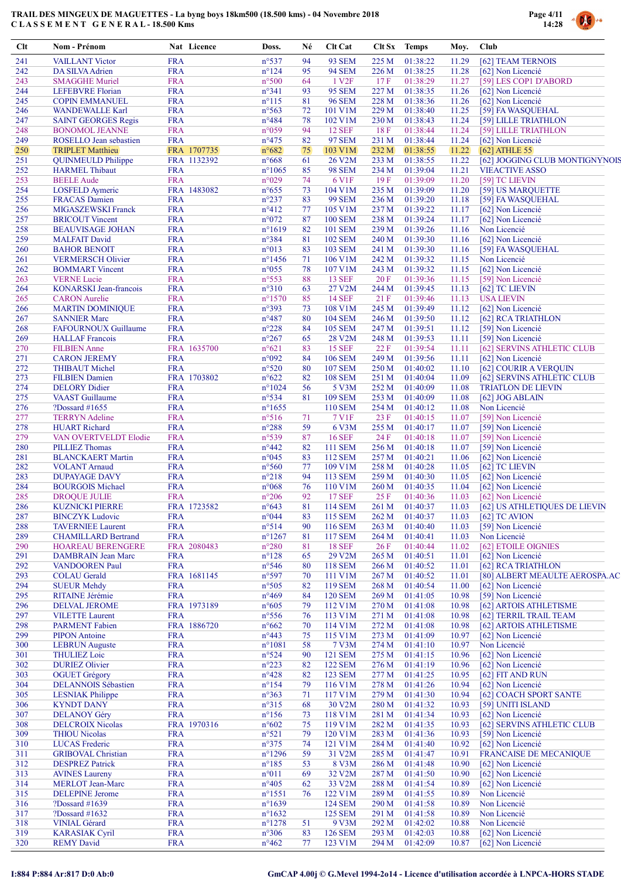**TRAIL DES MINGEUX DE MAGUETTES - La byng boys 18km500 (18.500 kms) - 04 Novembre 2018**
**C L A S S E M E N T G E N E R A L - 18.500 Kms**

| Clt | Nom - Prénom | Nat | Licence | Doss. | Né | Clt Cat | Clt Sx | Temps | Moy. | Club |
|---|---|---|---|---|---|---|---|---|---|---|
| 241 | VAILLANT Victor | FRA | | n°537 | 94 | 93 SEM | 225 M | 01:38:22 | 11.29 | [62] TEAM TERNOIS |
| 242 | DA SILVA Adrien | FRA | | n°124 | 95 | 94 SEM | 226 M | 01:38:25 | 11.28 | [62] Non Licencié |
| 243 | SMAGGHE Muriel | FRA | | n°500 | 64 | 1 V2F | 17 F | 01:38:29 | 11.27 | [59] LES COP1 D'ABORD |
| 244 | LEFEBVRE Florian | FRA | | n°341 | 93 | 95 SEM | 227 M | 01:38:35 | 11.26 | [62] Non Licencié |
| 245 | COPIN EMMANUEL | FRA | | n°115 | 81 | 96 SEM | 228 M | 01:38:36 | 11.26 | [62] Non Licencié |
| 246 | WANDEWALLE Karl | FRA | | n°563 | 72 | 101 V1M | 229 M | 01:38:40 | 11.25 | [59] FA WASQUEHAL |
| 247 | SAINT GEORGES Regis | FRA | | n°484 | 78 | 102 V1M | 230 M | 01:38:43 | 11.24 | [59] LILLE TRIATHLON |
| 248 | BONOMOL JEANNE | FRA | | n°059 | 94 | 12 SEF | 18 F | 01:38:44 | 11.24 | [59] LILLE TRIATHLON |
| 249 | ROSELLO Jean sebastien | FRA | | n°475 | 82 | 97 SEM | 231 M | 01:38:44 | 11.24 | [62] Non Licencié |
| 250 | TRIPLET Matthieu | FRA | 1707735 | n°682 | 75 | 103 V1M | 232 M | 01:38:55 | 11.22 | [62] ATHLE 55 |
| 251 | QUINMEULD Philippe | FRA | 1132392 | n°668 | 61 | 26 V2M | 233 M | 01:38:55 | 11.22 | [62] JOGGING CLUB MONTIGNYNOIS |
| 252 | HARMEL Thibaut | FRA | | n°1065 | 85 | 98 SEM | 234 M | 01:39:04 | 11.21 | VIEACTIVE ASSO |
| 253 | BEELE Aude | FRA | | n°029 | 74 | 6 V1F | 19 F | 01:39:09 | 11.20 | [59] TC LIEVIN |
| 254 | LOSFELD Aymeric | FRA | 1483082 | n°655 | 73 | 104 V1M | 235 M | 01:39:09 | 11.20 | [59] US MARQUETTE |
| 255 | FRACAS Damien | FRA | | n°237 | 83 | 99 SEM | 236 M | 01:39:20 | 11.18 | [59] FA WASQUEHAL |
| 256 | MIGASZEWSKI Franck | FRA | | n°412 | 77 | 105 V1M | 237 M | 01:39:22 | 11.17 | [62] Non Licencié |
| 257 | BRICOUT Vincent | FRA | | n°072 | 87 | 100 SEM | 238 M | 01:39:24 | 11.17 | [62] Non Licencié |
| 258 | BEAUVISAGE JOHAN | FRA | | n°1619 | 82 | 101 SEM | 239 M | 01:39:26 | 11.16 | Non Licencié |
| 259 | MALFAIT David | FRA | | n°384 | 81 | 102 SEM | 240 M | 01:39:30 | 11.16 | [62] Non Licencié |
| 260 | BAHOR BENOIT | FRA | | n°013 | 83 | 103 SEM | 241 M | 01:39:30 | 11.16 | [59] FA WASQUEHAL |
| 261 | VERMERSCH Olivier | FRA | | n°1456 | 71 | 106 V1M | 242 M | 01:39:32 | 11.15 | Non Licencié |
| 262 | BOMMART Vincent | FRA | | n°055 | 78 | 107 V1M | 243 M | 01:39:32 | 11.15 | [62] Non Licencié |
| 263 | VERNE Lucie | FRA | | n°553 | 88 | 13 SEF | 20 F | 01:39:36 | 11.15 | [59] Non Licencié |
| 264 | KONARSKI Jean-francois | FRA | | n°310 | 63 | 27 V2M | 244 M | 01:39:45 | 11.13 | [62] TC LIEVIN |
| 265 | CARON Aurelie | FRA | | n°1570 | 85 | 14 SEF | 21 F | 01:39:46 | 11.13 | USA LIEVIN |
| 266 | MARTIN DOMINIQUE | FRA | | n°393 | 73 | 108 V1M | 245 M | 01:39:49 | 11.12 | [62] Non Licencié |
| 267 | SANNIER Marc | FRA | | n°487 | 80 | 104 SEM | 246 M | 01:39:50 | 11.12 | [62] RCA TRIATHLON |
| 268 | FAFOURNOUX Guillaume | FRA | | n°228 | 84 | 105 SEM | 247 M | 01:39:51 | 11.12 | [59] Non Licencié |
| 269 | HALLAF Francois | FRA | | n°267 | 65 | 28 V2M | 248 M | 01:39:53 | 11.11 | [59] Non Licencié |
| 270 | FILBIEN Anne | FRA | 1635700 | n°621 | 83 | 15 SEF | 22 F | 01:39:54 | 11.11 | [62] SERVINS ATHLETIC CLUB |
| 271 | CARON JEREMY | FRA | | n°092 | 84 | 106 SEM | 249 M | 01:39:56 | 11.11 | [62] Non Licencié |
| 272 | THIBAUT Michel | FRA | | n°520 | 80 | 107 SEM | 250 M | 01:40:02 | 11.10 | [62] COURIR A VERQUIN |
| 273 | FILBIEN Damien | FRA | 1703802 | n°622 | 83 | 108 SEM | 251 M | 01:40:04 | 11.09 | [62] SERVINS ATHLETIC CLUB |
| 274 | DELORY Didier | FRA | | n°1024 | 56 | 5 V3M | 252 M | 01:40:09 | 11.08 | TRIATLON DE LIEVIN |
| 275 | VAAST Guillaume | FRA | | n°534 | 81 | 109 SEM | 253 M | 01:40:09 | 11.08 | [62] JOG ABLAIN |
| 276 | ?Dossard #1655 | FRA | | n°1655 | | 110 SEM | 254 M | 01:40:12 | 11.08 | Non Licencié |
| 277 | TERRYN Adeline | FRA | | n°516 | 71 | 7 V1F | 23 F | 01:40:15 | 11.07 | [59] Non Licencié |
| 278 | HUART Richard | FRA | | n°288 | 59 | 6 V3M | 255 M | 01:40:17 | 11.07 | [59] Non Licencié |
| 279 | VAN OVERTVELDT Elodie | FRA | | n°539 | 87 | 16 SEF | 24 F | 01:40:18 | 11.07 | [59] Non Licencié |
| 280 | PILLIEZ Thomas | FRA | | n°442 | 82 | 111 SEM | 256 M | 01:40:18 | 11.07 | [59] Non Licencié |
| 281 | BLANCKAERT Martin | FRA | | n°045 | 83 | 112 SEM | 257 M | 01:40:21 | 11.06 | [62] Non Licencié |
| 282 | VOLANT Arnaud | FRA | | n°560 | 77 | 109 V1M | 258 M | 01:40:28 | 11.05 | [62] TC LIEVIN |
| 283 | DUPAYAGE DAVY | FRA | | n°218 | 94 | 113 SEM | 259 M | 01:40:30 | 11.05 | [62] Non Licencié |
| 284 | BOURGOIS Michael | FRA | | n°068 | 76 | 110 V1M | 260 M | 01:40:35 | 11.04 | [62] Non Licencié |
| 285 | DROQUE JULIE | FRA | | n°206 | 92 | 17 SEF | 25 F | 01:40:36 | 11.03 | [62] Non Licencié |
| 286 | KUZNICKI PIERRE | FRA | 1723582 | n°643 | 81 | 114 SEM | 261 M | 01:40:37 | 11.03 | [62] US ATHLETIQUES DE LIEVIN |
| 287 | BINCZYK Ludovic | FRA | | n°044 | 83 | 115 SEM | 262 M | 01:40:37 | 11.03 | [62] TC AVION |
| 288 | TAVERNIEE Laurent | FRA | | n°514 | 90 | 116 SEM | 263 M | 01:40:40 | 11.03 | [59] Non Licencié |
| 289 | CHAMILLARD Bertrand | FRA | | n°1267 | 81 | 117 SEM | 264 M | 01:40:41 | 11.03 | Non Licencié |
| 290 | HOAREAU BERENGERE | FRA | 2080483 | n°280 | 81 | 18 SEF | 26 F | 01:40:44 | 11.02 | [62] ETOILE OIGNIES |
| 291 | DAMBRAIN Jean Marc | FRA | | n°128 | 65 | 29 V2M | 265 M | 01:40:51 | 11.01 | [62] Non Licencié |
| 292 | VANDOOREN Paul | FRA | | n°546 | 80 | 118 SEM | 266 M | 01:40:52 | 11.01 | [62] RCA TRIATHLON |
| 293 | COLAU Gerald | FRA | 1681145 | n°597 | 70 | 111 V1M | 267 M | 01:40:52 | 11.01 | [80] ALBERT MEAULTE AEROSPA.AC |
| 294 | SUEUR Mehdy | FRA | | n°505 | 82 | 119 SEM | 268 M | 01:40:54 | 11.00 | [62] Non Licencié |
| 295 | RITAINE Jérémie | FRA | | n°469 | 84 | 120 SEM | 269 M | 01:41:05 | 10.98 | [59] Non Licencié |
| 296 | DELVAL JEROME | FRA | 1973189 | n°605 | 79 | 112 V1M | 270 M | 01:41:08 | 10.98 | [62] ARTOIS ATHLETISME |
| 297 | VILETTE Laurent | FRA | | n°556 | 76 | 113 V1M | 271 M | 01:41:08 | 10.98 | [62] TERRIL TRAIL TEAM |
| 298 | PARMENT Fabien | FRA | 1886720 | n°662 | 70 | 114 V1M | 272 M | 01:41:08 | 10.98 | [62] ARTOIS ATHLETISME |
| 299 | PIPON Antoine | FRA | | n°443 | 75 | 115 V1M | 273 M | 01:41:09 | 10.97 | [62] Non Licencié |
| 300 | LEBRUN Auguste | FRA | | n°1081 | 58 | 7 V3M | 274 M | 01:41:10 | 10.97 | Non Licencié |
| 301 | THULIEZ Loic | FRA | | n°524 | 90 | 121 SEM | 275 M | 01:41:15 | 10.96 | [62] Non Licencié |
| 302 | DURIEZ Olivier | FRA | | n°223 | 82 | 122 SEM | 276 M | 01:41:19 | 10.96 | [62] Non Licencié |
| 303 | OGUET Grégory | FRA | | n°428 | 82 | 123 SEM | 277 M | 01:41:25 | 10.95 | [62] FIT AND RUN |
| 304 | DELANNOIS Sébastien | FRA | | n°154 | 79 | 116 V1M | 278 M | 01:41:26 | 10.94 | [62] Non Licencié |
| 305 | LESNIAK Philippe | FRA | | n°363 | 71 | 117 V1M | 279 M | 01:41:30 | 10.94 | [62] COACH SPORT SANTE |
| 306 | KYNDT DANY | FRA | | n°315 | 68 | 30 V2M | 280 M | 01:41:32 | 10.93 | [59] UNITI ISLAND |
| 307 | DELANOY Géry | FRA | | n°156 | 73 | 118 V1M | 281 M | 01:41:34 | 10.93 | [62] Non Licencié |
| 308 | DELCROIX Nicolas | FRA | 1970316 | n°602 | 75 | 119 V1M | 282 M | 01:41:35 | 10.93 | [62] SERVINS ATHLETIC CLUB |
| 309 | THIOU Nicolas | FRA | | n°521 | 79 | 120 V1M | 283 M | 01:41:36 | 10.93 | [59] Non Licencié |
| 310 | LUCAS Frederic | FRA | | n°375 | 74 | 121 V1M | 284 M | 01:41:40 | 10.92 | [62] Non Licencié |
| 311 | GRIBOVAL Christian | FRA | | n°1296 | 59 | 31 V2M | 285 M | 01:41:47 | 10.91 | FRANCAISE DE MECANIQUE |
| 312 | DESPREZ Patrick | FRA | | n°185 | 53 | 8 V3M | 286 M | 01:41:48 | 10.90 | [62] Non Licencié |
| 313 | AVINES Laureny | FRA | | n°011 | 69 | 32 V2M | 287 M | 01:41:50 | 10.90 | [62] Non Licencié |
| 314 | MERLOT Jean-Marc | FRA | | n°405 | 62 | 33 V2M | 288 M | 01:41:54 | 10.89 | [62] Non Licencié |
| 315 | DELEPINE Jerome | FRA | | n°1551 | 76 | 122 V1M | 289 M | 01:41:55 | 10.89 | Non Licencié |
| 316 | ?Dossard #1639 | FRA | | n°1639 | | 124 SEM | 290 M | 01:41:58 | 10.89 | Non Licencié |
| 317 | ?Dossard #1632 | FRA | | n°1632 | | 125 SEM | 291 M | 01:41:58 | 10.89 | Non Licencié |
| 318 | VINIAL Gérard | FRA | | n°1278 | 51 | 9 V3M | 292 M | 01:42:02 | 10.88 | Non Licencié |
| 319 | KARASIAK Cyril | FRA | | n°306 | 83 | 126 SEM | 293 M | 01:42:03 | 10.88 | [62] Non Licencié |
| 320 | REMY David | FRA | | n°462 | 77 | 123 V1M | 294 M | 01:42:09 | 10.87 | [62] Non Licencié |

I:884 P:884 Ar:817 D:0 Ab:0

GmCAP 4.00j © G.Mevel 1994-2o14 - Licence d'utilisation accordée à LNPCA-HORS STADE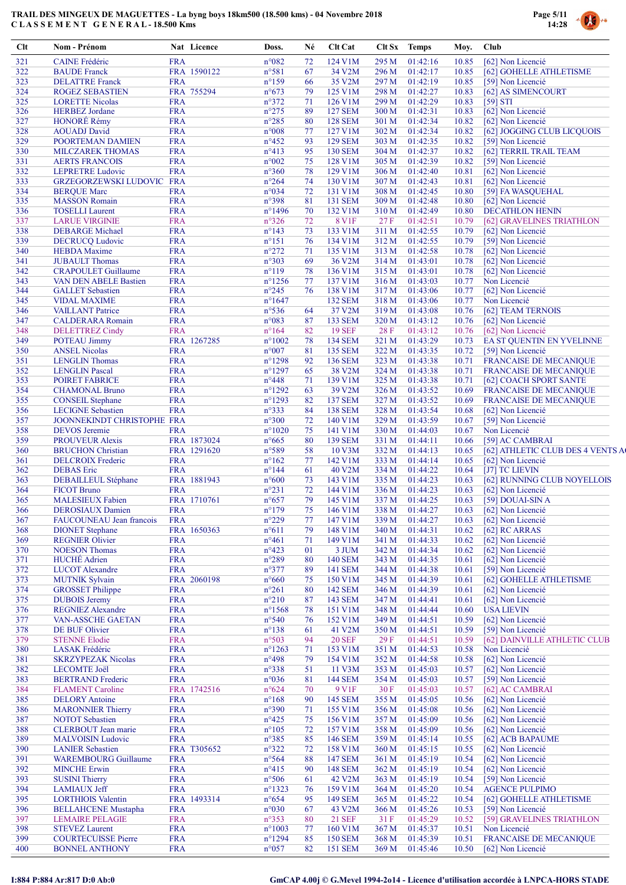# TRAIL DES MINGEUX DE MAGUETTES - La byng boys 18km500 (18.500 kms) - 04 Novembre 2018

## C L A S S E M E N T G E N E R A L - 18.500 Kms

| Clt | Nom - Prénom | Nat | Licence | Doss. | Né | Clt Cat | Clt Sx | Temps | Moy. | Club |
|---|---|---|---|---|---|---|---|---|---|---|
| 321 | CAINE Frédéric | FRA | | n°082 | 72 | 124 V1M | 295 M | 01:42:16 | 10.85 | [62] Non Licencié |
| 322 | BAUDE Franck | FRA | 1590122 | n°581 | 67 | 34 V2M | 296 M | 01:42:17 | 10.85 | [62] GOHELLE ATHLETISME |
| 323 | DELATTRE Franck | FRA | | n°159 | 66 | 35 V2M | 297 M | 01:42:19 | 10.85 | [59] Non Licencié |
| 324 | ROGEZ SEBASTIEN | FRA | 755294 | n°673 | 79 | 125 V1M | 298 M | 01:42:27 | 10.83 | [62] AS SIMENCOURT |
| 325 | LORETTE Nicolas | FRA | | n°372 | 71 | 126 V1M | 299 M | 01:42:29 | 10.83 | [59] STI |
| 326 | HERBEZ Jordane | FRA | | n°275 | 89 | 127 SEM | 300 M | 01:42:31 | 10.83 | [62] Non Licencié |
| 327 | HONORÉ Rémy | FRA | | n°285 | 80 | 128 SEM | 301 M | 01:42:34 | 10.82 | [62] Non Licencié |
| 328 | AOUADJ David | FRA | | n°008 | 77 | 127 V1M | 302 M | 01:42:34 | 10.82 | [62] JOGGING CLUB LICQUOIS |
| 329 | POORTEMAN DAMIEN | FRA | | n°452 | 93 | 129 SEM | 303 M | 01:42:35 | 10.82 | [59] Non Licencié |
| 330 | MILCZAREK THOMAS | FRA | | n°413 | 95 | 130 SEM | 304 M | 01:42:37 | 10.82 | [62] TERRIL TRAIL TEAM |
| 331 | AERTS FRANCOIS | FRA | | n°002 | 75 | 128 V1M | 305 M | 01:42:39 | 10.82 | [59] Non Licencié |
| 332 | LEPRETRE Ludovic | FRA | | n°360 | 78 | 129 V1M | 306 M | 01:42:40 | 10.81 | [62] Non Licencié |
| 333 | GRZEGORZEWSKI LUDOVIC | FRA | | n°264 | 74 | 130 V1M | 307 M | 01:42:43 | 10.81 | [62] Non Licencié |
| 334 | BERQUE Marc | FRA | | n°034 | 72 | 131 V1M | 308 M | 01:42:45 | 10.80 | [59] FA WASQUEHAL |
| 335 | MASSON Romain | FRA | | n°398 | 81 | 131 SEM | 309 M | 01:42:48 | 10.80 | [62] Non Licencié |
| 336 | TOSELLI Laurent | FRA | | n°1496 | 70 | 132 V1M | 310 M | 01:42:49 | 10.80 | DECATHLON HENIN |
| 337 | LARUE VIRGINIE | FRA | | n°326 | 72 | 8 V1F | 27 F | 01:42:51 | 10.79 | [62] GRAVELINES TRIATHLON |
| 338 | DEBARGE Michael | FRA | | n°143 | 73 | 133 V1M | 311 M | 01:42:55 | 10.79 | [62] Non Licencié |
| 339 | DECRUCQ Ludovic | FRA | | n°151 | 76 | 134 V1M | 312 M | 01:42:55 | 10.79 | [59] Non Licencié |
| 340 | HEBDA Maxime | FRA | | n°272 | 71 | 135 V1M | 313 M | 01:42:58 | 10.78 | [62] Non Licencié |
| 341 | JUBAULT Thomas | FRA | | n°303 | 69 | 36 V2M | 314 M | 01:43:01 | 10.78 | [62] Non Licencié |
| 342 | CRAPOULET Guillaume | FRA | | n°119 | 78 | 136 V1M | 315 M | 01:43:01 | 10.78 | [62] Non Licencié |
| 343 | VAN DEN ABELE Bastien | FRA | | n°1256 | 77 | 137 V1M | 316 M | 01:43:03 | 10.77 | Non Licencié |
| 344 | GALLET Sebastien | FRA | | n°245 | 76 | 138 V1M | 317 M | 01:43:06 | 10.77 | [62] Non Licencié |
| 345 | VIDAL MAXIME | FRA | | n°1647 | | 132 SEM | 318 M | 01:43:06 | 10.77 | Non Licencié |
| 346 | VAILLANT Patrice | FRA | | n°536 | 64 | 37 V2M | 319 M | 01:43:08 | 10.76 | [62] TEAM TERNOIS |
| 347 | CALDERARA Romain | FRA | | n°083 | 87 | 133 SEM | 320 M | 01:43:12 | 10.76 | [62] Non Licencié |
| 348 | DELETTREZ Cindy | FRA | | n°164 | 82 | 19 SEF | 28 F | 01:43:12 | 10.76 | [62] Non Licencié |
| 349 | POTEAU Jimmy | FRA | 1267285 | n°1002 | 78 | 134 SEM | 321 M | 01:43:29 | 10.73 | EA ST QUENTIN EN YVELINNE |
| 350 | ANSEL Nicolas | FRA | | n°007 | 81 | 135 SEM | 322 M | 01:43:35 | 10.72 | [59] Non Licencié |
| 351 | LENGLIN Thomas | FRA | | n°1298 | 92 | 136 SEM | 323 M | 01:43:38 | 10.71 | FRANCAISE DE MECANIQUE |
| 352 | LENGLIN Pascal | FRA | | n°1297 | 65 | 38 V2M | 324 M | 01:43:38 | 10.71 | FRANCAISE DE MECANIQUE |
| 353 | POIRET FABRICE | FRA | | n°448 | 71 | 139 V1M | 325 M | 01:43:38 | 10.71 | [62] COACH SPORT SANTE |
| 354 | CHAMONAL Bruno | FRA | | n°1292 | 63 | 39 V2M | 326 M | 01:43:52 | 10.69 | FRANCAISE DE MECANIQUE |
| 355 | CONSEIL Stephane | FRA | | n°1293 | 82 | 137 SEM | 327 M | 01:43:52 | 10.69 | FRANCAISE DE MECANIQUE |
| 356 | LECIGNE Sebastien | FRA | | n°333 | 84 | 138 SEM | 328 M | 01:43:54 | 10.68 | [62] Non Licencié |
| 357 | JOONNEKINDT CHRISTOPHE | FRA | | n°300 | 72 | 140 V1M | 329 M | 01:43:59 | 10.67 | [59] Non Licencié |
| 358 | DEVOS Jeremie | FRA | | n°1020 | 75 | 141 V1M | 330 M | 01:44:03 | 10.67 | Non Licencié |
| 359 | PROUVEUR Alexis | FRA | 1873024 | n°665 | 80 | 139 SEM | 331 M | 01:44:11 | 10.66 | [59] AC CAMBRAI |
| 360 | BRUCHON Christian | FRA | 1291620 | n°589 | 58 | 10 V3M | 332 M | 01:44:13 | 10.65 | [62] ATHLETIC CLUB DES 4 VENTS A( |
| 361 | DELCROIX Frederic | FRA | | n°162 | 77 | 142 V1M | 333 M | 01:44:14 | 10.65 | [62] Non Licencié |
| 362 | DEBAS Eric | FRA | | n°144 | 61 | 40 V2M | 334 M | 01:44:22 | 10.64 | [J7] TC LIEVIN |
| 363 | DEBAILLEUL Stéphane | FRA | 1881943 | n°600 | 72 | 143 V1M | 335 M | 01:44:23 | 10.63 | [62] RUNNING CLUB NOYELLOIS |
| 364 | FICOT Bruno | FRA | | n°231 | 72 | 144 V1M | 336 M | 01:44:23 | 10.63 | [62] Non Licencié |
| 365 | MALESIEUX Fabien | FRA | 1710761 | n°657 | 79 | 145 V1M | 337 M | 01:44:25 | 10.63 | [59] DOUAI-SIN A |
| 366 | DEROSIAUX Damien | FRA | | n°179 | 75 | 146 V1M | 338 M | 01:44:27 | 10.63 | [62] Non Licencié |
| 367 | FAUCOUNEAU Jean francois | FRA | | n°229 | 77 | 147 V1M | 339 M | 01:44:27 | 10.63 | [62] Non Licencié |
| 368 | DIONET Stephane | FRA | 1650363 | n°611 | 79 | 148 V1M | 340 M | 01:44:31 | 10.62 | [62] RC ARRAS |
| 369 | REGNIER Olivier | FRA | | n°461 | 71 | 149 V1M | 341 M | 01:44:33 | 10.62 | [62] Non Licencié |
| 370 | NOESON Thomas | FRA | | n°423 | 01 | 3 JUM | 342 M | 01:44:34 | 10.62 | [62] Non Licencié |
| 371 | HUCHÉ Adrien | FRA | | n°289 | 80 | 140 SEM | 343 M | 01:44:35 | 10.61 | [62] Non Licencié |
| 372 | LUCOT Alexandre | FRA | | n°377 | 89 | 141 SEM | 344 M | 01:44:38 | 10.61 | [59] Non Licencié |
| 373 | MUTNIK Sylvain | FRA | 2060198 | n°660 | 75 | 150 V1M | 345 M | 01:44:39 | 10.61 | [62] GOHELLE ATHLETISME |
| 374 | GROSSET Philippe | FRA | | n°261 | 80 | 142 SEM | 346 M | 01:44:39 | 10.61 | [62] Non Licencié |
| 375 | DUBOIS Jeremy | FRA | | n°210 | 87 | 143 SEM | 347 M | 01:44:41 | 10.61 | [62] Non Licencié |
| 376 | REGNIEZ Alexandre | FRA | | n°1568 | 78 | 151 V1M | 348 M | 01:44:44 | 10.60 | USA LIEVIN |
| 377 | VAN-ASSCHE GAETAN | FRA | | n°540 | 76 | 152 V1M | 349 M | 01:44:51 | 10.59 | [62] Non Licencié |
| 378 | DE BUF Olivier | FRA | | n°138 | 61 | 41 V2M | 350 M | 01:44:51 | 10.59 | [59] Non Licencié |
| 379 | STENNE Elodie | FRA | | n°503 | 94 | 20 SEF | 29 F | 01:44:51 | 10.59 | [62] DAINVILLE ATHLETIC CLUB |
| 380 | LASAK Frédéric | FRA | | n°1263 | 71 | 153 V1M | 351 M | 01:44:53 | 10.58 | Non Licencié |
| 381 | SKRZYPEZAK Nicolas | FRA | | n°498 | 79 | 154 V1M | 352 M | 01:44:58 | 10.58 | [62] Non Licencié |
| 382 | LECOMTE Joël | FRA | | n°338 | 51 | 11 V3M | 353 M | 01:45:03 | 10.57 | [62] Non Licencié |
| 383 | BERTRAND Frederic | FRA | | n°036 | 81 | 144 SEM | 354 M | 01:45:03 | 10.57 | [59] Non Licencié |
| 384 | FLAMENT Caroline | FRA | 1742516 | n°624 | 70 | 9 V1F | 30 F | 01:45:03 | 10.57 | [62] AC CAMBRAI |
| 385 | DELORY Antoine | FRA | | n°168 | 90 | 145 SEM | 355 M | 01:45:05 | 10.56 | [62] Non Licencié |
| 386 | MARONNIER Thierry | FRA | | n°390 | 71 | 155 V1M | 356 M | 01:45:08 | 10.56 | [62] Non Licencié |
| 387 | NOTOT Sebastien | FRA | | n°425 | 75 | 156 V1M | 357 M | 01:45:09 | 10.56 | [62] Non Licencié |
| 388 | CLERBOUT Jean marie | FRA | | n°105 | 72 | 157 V1M | 358 M | 01:45:09 | 10.56 | [62] Non Licencié |
| 389 | MALVOISIN Ludovic | FRA | | n°385 | 85 | 146 SEM | 359 M | 01:45:14 | 10.55 | [62] ACB BAPAUME |
| 390 | LANIER Sebastien | FRA | T305652 | n°322 | 72 | 158 V1M | 360 M | 01:45:15 | 10.55 | [62] Non Licencié |
| 391 | WAREMBOURG Guillaume | FRA | | n°564 | 88 | 147 SEM | 361 M | 01:45:19 | 10.54 | [62] Non Licencié |
| 392 | MINCHE Erwin | FRA | | n°415 | 90 | 148 SEM | 362 M | 01:45:19 | 10.54 | [62] Non Licencié |
| 393 | SUSINI Thierry | FRA | | n°506 | 61 | 42 V2M | 363 M | 01:45:19 | 10.54 | [59] Non Licencié |
| 394 | LAMIAUX Jeff | FRA | | n°1323 | 76 | 159 V1M | 364 M | 01:45:20 | 10.54 | AGENCE PULPIMO |
| 395 | LORTHIOIS Valentin | FRA | 1493314 | n°654 | 95 | 149 SEM | 365 M | 01:45:22 | 10.54 | [62] GOHELLE ATHLETISME |
| 396 | BELLAHCENE Mustapha | FRA | | n°030 | 67 | 43 V2M | 366 M | 01:45:26 | 10.53 | [59] Non Licencié |
| 397 | LEMAIRE PELAGIE | FRA | | n°353 | 80 | 21 SEF | 31 F | 01:45:29 | 10.52 | [59] GRAVELINES TRIATHLON |
| 398 | STEVEZ Laurent | FRA | | n°1003 | 77 | 160 V1M | 367 M | 01:45:37 | 10.51 | Non Licencié |
| 399 | COURTECUISSE Pierre | FRA | | n°1294 | 85 | 150 SEM | 368 M | 01:45:39 | 10.51 | FRANCAISE DE MECANIQUE |
| 400 | BONNEL ANTHONY | FRA | | n°057 | 82 | 151 SEM | 369 M | 01:45:46 | 10.50 | [62] Non Licencié |

I:884 P:884 Ar:817 D:0 Ab:0

GmCAP 4.00j © G.Mevel 1994-2o14 - Licence d'utilisation accordée à LNPCA-HORS STADE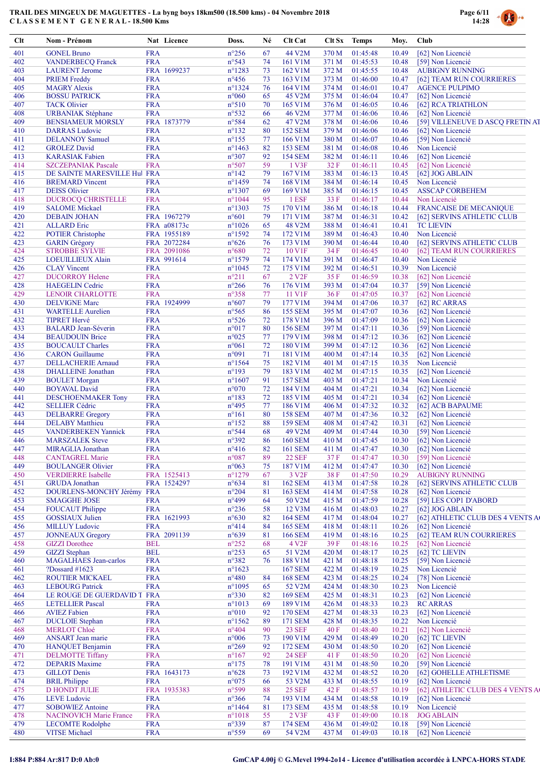# TRAIL DES MINGEUX DE MAGUETTES - La byng boys 18km500 (18.500 kms) - 04 Novembre 2018

CLASSEMENT GENERAL - 18.500 Kms

| Clt | Nom - Prénom | Nat | Licence | Doss. | Né | Clt Cat | Clt Sx | Temps | Moy. | Club |
|---|---|---|---|---|---|---|---|---|---|---|
| 401 | GONEL Bruno | FRA | | n°256 | 67 | 44 V2M | 370 M | 01:45:48 | 10.49 | [62] Non Licencié |
| 402 | VANDERBECQ Franck | FRA | | n°543 | 74 | 161 V1M | 371 M | 01:45:53 | 10.48 | [59] Non Licencié |
| 403 | LAURENT Jerome | FRA | 1699237 | n°1283 | 73 | 162 V1M | 372 M | 01:45:55 | 10.48 | AUBIGNY RUNNING |
| 404 | PRIEM Freddy | FRA | | n°456 | 73 | 163 V1M | 373 M | 01:46:00 | 10.47 | [62] TEAM RUN COURRIERES |
| 405 | MAGRY Alexis | FRA | | n°1324 | 76 | 164 V1M | 374 M | 01:46:01 | 10.47 | AGENCE PULPIMO |
| 406 | BOSSU PATRICK | FRA | | n°060 | 65 | 45 V2M | 375 M | 01:46:04 | 10.47 | [62] Non Licencié |
| 407 | TACK Olivier | FRA | | n°510 | 70 | 165 V1M | 376 M | 01:46:05 | 10.46 | [62] RCA TRIATHLON |
| 408 | URBANIAK Stéphane | FRA | | n°532 | 66 | 46 V2M | 377 M | 01:46:06 | 10.46 | [62] Non Licencié |
| 409 | BENSIAMEUR MORSLY | FRA | 1873779 | n°584 | 62 | 47 V2M | 378 M | 01:46:06 | 10.46 | [59] VILLENEUVE D ASCQ FRETIN AT |
| 410 | DARRAS Ludovic | FRA | | n°132 | 80 | 152 SEM | 379 M | 01:46:06 | 10.46 | [62] Non Licencié |
| 411 | DELANNOY Samuel | FRA | | n°155 | 77 | 166 V1M | 380 M | 01:46:07 | 10.46 | [59] Non Licencié |
| 412 | GROLEZ David | FRA | | n°1463 | 82 | 153 SEM | 381 M | 01:46:08 | 10.46 | Non Licencié |
| 413 | KARASIAK Fabien | FRA | | n°307 | 92 | 154 SEM | 382 M | 01:46:11 | 10.46 | [62] Non Licencié |
| 414 | SZCZEPANIAK Pascale | FRA | | n°507 | 59 | 1 V3F | 32 F | 01:46:11 | 10.45 | [62] Non Licencié |
| 415 | DE SAINTE MARESVILLE Hul | FRA | | n°142 | 79 | 167 V1M | 383 M | 01:46:13 | 10.45 | [62] JOG ABLAIN |
| 416 | BREMARD Vincent | FRA | | n°1459 | 74 | 168 V1M | 384 M | 01:46:14 | 10.45 | Non Licencié |
| 417 | DEISS Olivier | FRA | | n°1307 | 69 | 169 V1M | 385 M | 01:46:15 | 10.45 | ASSCAP CORBEHEM |
| 418 | DUCROCQ CHRISTELLE | FRA | | n°1044 | 95 | 1 ESF | 33 F | 01:46:17 | 10.44 | Non Licencié |
| 419 | SALOME Mickael | FRA | | n°1303 | 75 | 170 V1M | 386 M | 01:46:18 | 10.44 | FRANCAISE DE MECANIQUE |
| 420 | DEBAIN JOHAN | FRA | 1967279 | n°601 | 79 | 171 V1M | 387 M | 01:46:31 | 10.42 | [62] SERVINS ATHLETIC CLUB |
| 421 | ALLARD Eric | FRA | a08173c | n°1026 | 65 | 48 V2M | 388 M | 01:46:41 | 10.41 | TC LIEVIN |
| 422 | POTIER Christophe | FRA | 1955189 | n°1592 | 74 | 172 V1M | 389 M | 01:46:43 | 10.40 | Non Licencié |
| 423 | GARIN Grégory | FRA | 2072284 | n°626 | 76 | 173 V1M | 390 M | 01:46:44 | 10.40 | [62] SERVINS ATHLETIC CLUB |
| 424 | STROBBE SYLVIE | FRA | 2091086 | n°680 | 72 | 10 V1F | 34 F | 01:46:45 | 10.40 | [62] TEAM RUN COURRIERES |
| 425 | LOEUILLIEUX Alain | FRA | 991614 | n°1579 | 74 | 174 V1M | 391 M | 01:46:47 | 10.40 | Non Licencié |
| 426 | CLAY Vincent | FRA | | n°1045 | 72 | 175 V1M | 392 M | 01:46:51 | 10.39 | Non Licencié |
| 427 | DUCORROY Helene | FRA | | n°211 | 67 | 2 V2F | 35 F | 01:46:59 | 10.38 | [62] Non Licencié |
| 428 | HAEGELIN Cedric | FRA | | n°266 | 76 | 176 V1M | 393 M | 01:47:04 | 10.37 | [59] Non Licencié |
| 429 | LENOIR CHARLOTTE | FRA | | n°358 | 77 | 11 V1F | 36 F | 01:47:05 | 10.37 | [62] Non Licencié |
| 430 | DELVIGNE Marc | FRA | 1924999 | n°607 | 79 | 177 V1M | 394 M | 01:47:06 | 10.37 | [62] RC ARRAS |
| 431 | WARTELLE Aurelien | FRA | | n°565 | 86 | 155 SEM | 395 M | 01:47:07 | 10.36 | [62] Non Licencié |
| 432 | TIPRET Hervé | FRA | | n°526 | 72 | 178 V1M | 396 M | 01:47:09 | 10.36 | [62] Non Licencié |
| 433 | BALARD Jean-Séverin | FRA | | n°017 | 80 | 156 SEM | 397 M | 01:47:11 | 10.36 | [59] Non Licencié |
| 434 | BEAUDOUIN Brice | FRA | | n°025 | 77 | 179 V1M | 398 M | 01:47:12 | 10.36 | [62] Non Licencié |
| 435 | BOUCAULT Charles | FRA | | n°061 | 72 | 180 V1M | 399 M | 01:47:12 | 10.36 | [62] Non Licencié |
| 436 | CARON Guillaume | FRA | | n°091 | 71 | 181 V1M | 400 M | 01:47:14 | 10.35 | [62] Non Licencié |
| 437 | DELLACHERIE Arnaud | FRA | | n°1564 | 75 | 182 V1M | 401 M | 01:47:15 | 10.35 | Non Licencié |
| 438 | DHALLEINE Jonathan | FRA | | n°193 | 79 | 183 V1M | 402 M | 01:47:15 | 10.35 | [62] Non Licencié |
| 439 | BOULET Morgan | FRA | | n°1607 | 91 | 157 SEM | 403 M | 01:47:21 | 10.34 | Non Licencié |
| 440 | BOYAVAL David | FRA | | n°070 | 72 | 184 V1M | 404 M | 01:47:21 | 10.34 | [62] Non Licencié |
| 441 | DESCHOENMAKER Tony | FRA | | n°183 | 72 | 185 V1M | 405 M | 01:47:21 | 10.34 | [62] Non Licencié |
| 442 | SELLIER Cédric | FRA | | n°495 | 77 | 186 V1M | 406 M | 01:47:32 | 10.32 | [62] ACB BAPAUME |
| 443 | DELBARRE Gregory | FRA | | n°161 | 80 | 158 SEM | 407 M | 01:47:36 | 10.32 | [62] Non Licencié |
| 444 | DELABY Matthieu | FRA | | n°152 | 88 | 159 SEM | 408 M | 01:47:42 | 10.31 | [62] Non Licencié |
| 445 | VANDERBEKEN Yannick | FRA | | n°544 | 68 | 49 V2M | 409 M | 01:47:44 | 10.30 | [59] Non Licencié |
| 446 | MARSZALEK Steve | FRA | | n°392 | 86 | 160 SEM | 410 M | 01:47:45 | 10.30 | [62] Non Licencié |
| 447 | MIRAGLIA Jonathan | FRA | | n°416 | 82 | 161 SEM | 411 M | 01:47:47 | 10.30 | [62] Non Licencié |
| 448 | CANTAGREL Marie | FRA | | n°087 | 89 | 22 SEF | 37 F | 01:47:47 | 10.30 | [59] Non Licencié |
| 449 | BOULANGER Olivier | FRA | | n°063 | 75 | 187 V1M | 412 M | 01:47:47 | 10.30 | [62] Non Licencié |
| 450 | VERDIERRE Isabelle | FRA | 1525413 | n°1279 | 67 | 3 V2F | 38 F | 01:47:50 | 10.29 | AUBIGNY RUNNING |
| 451 | GRUDA Jonathan | FRA | 1524297 | n°634 | 81 | 162 SEM | 413 M | 01:47:58 | 10.28 | [62] SERVINS ATHLETIC CLUB |
| 452 | DOURLENS-MONCHY Jérémy | FRA | | n°204 | 81 | 163 SEM | 414 M | 01:47:58 | 10.28 | [62] Non Licencié |
| 453 | SMAGGHE JOSE | FRA | | n°499 | 64 | 50 V2M | 415 M | 01:47:59 | 10.28 | [59] LES COP1 D'ABORD |
| 454 | FOUCAUT Philippe | FRA | | n°236 | 58 | 12 V3M | 416 M | 01:48:03 | 10.27 | [62] JOG ABLAIN |
| 455 | GOSSIAUX Julien | FRA | 1621993 | n°630 | 82 | 164 SEM | 417 M | 01:48:04 | 10.27 | [62] ATHLETIC CLUB DES 4 VENTS A |
| 456 | MILLUY Ludovic | FRA | | n°414 | 84 | 165 SEM | 418 M | 01:48:11 | 10.26 | [62] Non Licencié |
| 457 | JONNEAUX Gregory | FRA | 2091139 | n°639 | 81 | 166 SEM | 419 M | 01:48:16 | 10.25 | [62] TEAM RUN COURRIERES |
| 458 | GIZZI Dorothee | BEL | | n°252 | 68 | 4 V2F | 39 F | 01:48:16 | 10.25 | [62] Non Licencié |
| 459 | GIZZI Stephan | BEL | | n°253 | 65 | 51 V2M | 420 M | 01:48:17 | 10.25 | [62] TC LIEVIN |
| 460 | MAGALHAES Jean-carlos | FRA | | n°382 | 76 | 188 V1M | 421 M | 01:48:18 | 10.25 | [59] Non Licencié |
| 461 | ?Dossard #1623 | FRA | | n°1623 | | 167 SEM | 422 M | 01:48:19 | 10.25 | Non Licencié |
| 462 | ROUTIER MICKAEL | FRA | | n°480 | 84 | 168 SEM | 423 M | 01:48:25 | 10.24 | [78] Non Licencié |
| 463 | LEBOURG Patrick | FRA | | n°1095 | 65 | 52 V2M | 424 M | 01:48:30 | 10.23 | Non Licencié |
| 464 | LE ROUGE DE GUERDAVID T | FRA | | n°330 | 82 | 169 SEM | 425 M | 01:48:31 | 10.23 | [62] Non Licencié |
| 465 | LETELLIER Pascal | FRA | | n°1013 | 69 | 189 V1M | 426 M | 01:48:33 | 10.23 | RC ARRAS |
| 466 | AVIEZ Fabien | FRA | | n°010 | 92 | 170 SEM | 427 M | 01:48:33 | 10.23 | [62] Non Licencié |
| 467 | DUCLOIE Stephan | FRA | | n°1562 | 89 | 171 SEM | 428 M | 01:48:35 | 10.22 | Non Licencié |
| 468 | MERLOT Chloé | FRA | | n°404 | 90 | 23 SEF | 40 F | 01:48:40 | 10.21 | [62] Non Licencié |
| 469 | ANSART Jean marie | FRA | | n°006 | 73 | 190 V1M | 429 M | 01:48:49 | 10.20 | [62] TC LIEVIN |
| 470 | HANQUET Benjamin | FRA | | n°269 | 92 | 172 SEM | 430 M | 01:48:50 | 10.20 | [62] Non Licencié |
| 471 | DELMOTTE Tiffany | FRA | | n°167 | 92 | 24 SEF | 41 F | 01:48:50 | 10.20 | [62] Non Licencié |
| 472 | DEPARIS Maxime | FRA | | n°175 | 78 | 191 V1M | 431 M | 01:48:50 | 10.20 | [59] Non Licencié |
| 473 | GILLOT Denis | FRA | 1643173 | n°628 | 73 | 192 V1M | 432 M | 01:48:52 | 10.20 | [62] GOHELLE ATHLETISME |
| 474 | BRIL Philippe | FRA | | n°075 | 66 | 53 V2M | 433 M | 01:48:55 | 10.19 | [62] Non Licencié |
| 475 | D HONDT JULIE | FRA | 1935383 | n°599 | 88 | 25 SEF | 42 F | 01:48:57 | 10.19 | [62] ATHLETIC CLUB DES 4 VENTS A |
| 476 | LEVE Ludovic | FRA | | n°366 | 74 | 193 V1M | 434 M | 01:48:58 | 10.19 | [62] Non Licencié |
| 477 | SOBOWIEZ Antoine | FRA | | n°1464 | 81 | 173 SEM | 435 M | 01:48:58 | 10.19 | Non Licencié |
| 478 | NACINOVICH Marie France | FRA | | n°1018 | 55 | 2 V3F | 43 F | 01:49:00 | 10.18 | JOG ABLAIN |
| 479 | LECOMTE Rodolphe | FRA | | n°339 | 87 | 174 SEM | 436 M | 01:49:02 | 10.18 | [59] Non Licencié |
| 480 | VITSE Michael | FRA | | n°559 | 69 | 54 V2M | 437 M | 01:49:03 | 10.18 | [62] Non Licencié |

I:884 P:884 Ar:817 D:0 Ab:0 GmCAP 4.00j © G.Mevel 1994-2o14 - Licence d'utilisation accordée à LNPCA-HORS STADE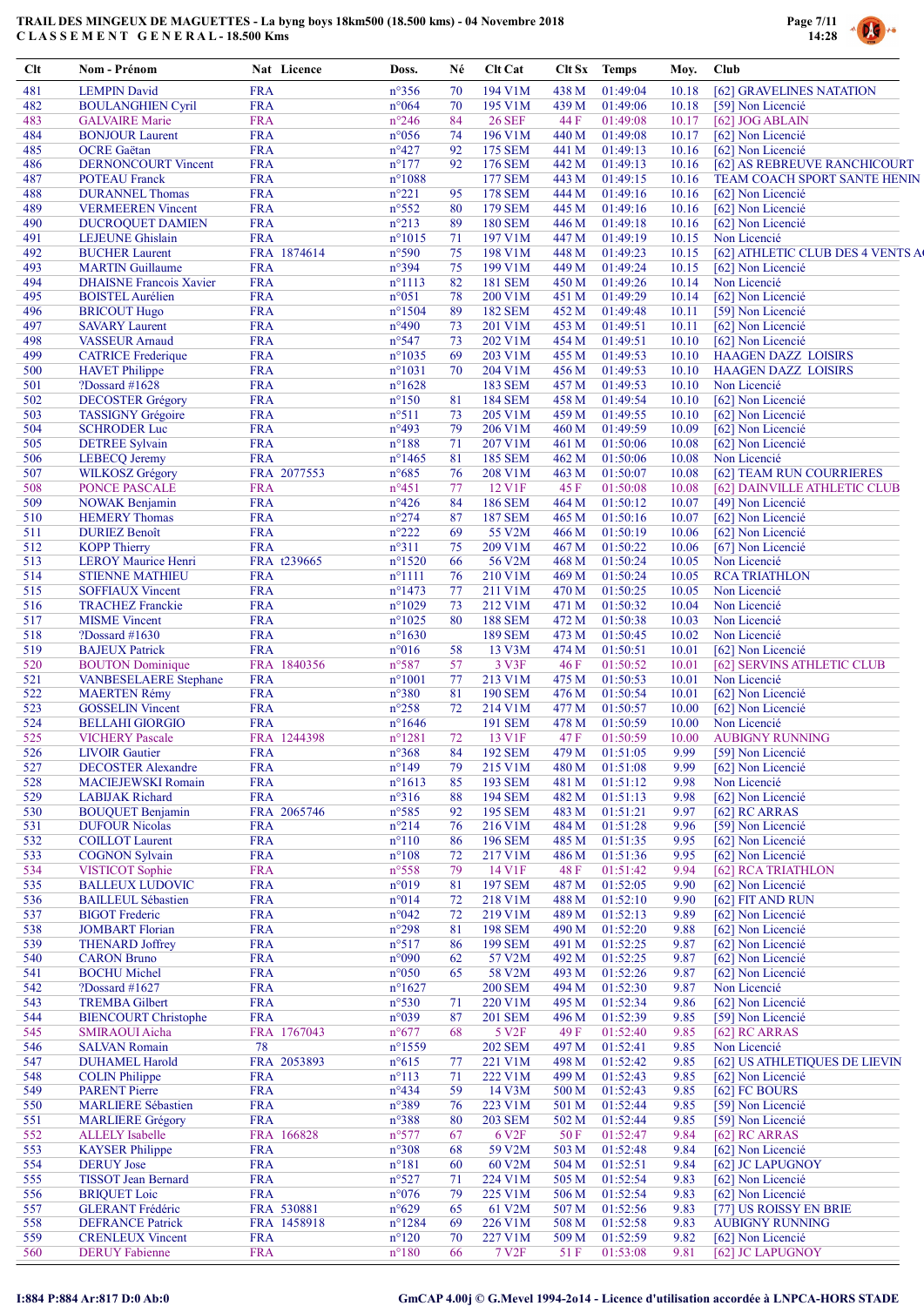# TRAIL DES MINGEUX DE MAGUETTES - La byng boys 18km500 (18.500 kms) - 04 Novembre 2018

## CLASSEMENT GENERAL - 18.500 Kms

| Clt | Nom - Prénom | Nat | Licence | Doss. | Né | Clt Cat | Clt Sx | Temps | Moy. | Club |
|---|---|---|---|---|---|---|---|---|---|---|
| 481 | LEMPIN David | FRA | | n°356 | 70 | 194 V1M | 438 M | 01:49:04 | 10.18 | [62] GRAVELINES NATATION |
| 482 | BOULANGHIEN Cyril | FRA | | n°064 | 70 | 195 V1M | 439 M | 01:49:06 | 10.18 | [59] Non Licencié |
| 483 | GALVAIRE Marie | FRA | | n°246 | 84 | 26 SEF | 44 F | 01:49:08 | 10.17 | [62] JOG ABLAIN |
| 484 | BONJOUR Laurent | FRA | | n°056 | 74 | 196 V1M | 440 M | 01:49:08 | 10.17 | [62] Non Licencié |
| 485 | OCRE Gaëtan | FRA | | n°427 | 92 | 175 SEM | 441 M | 01:49:13 | 10.16 | [62] Non Licencié |
| 486 | DERNONCOURT Vincent | FRA | | n°177 | 92 | 176 SEM | 442 M | 01:49:13 | 10.16 | [62] AS REBREUVE RANCHICOURT |
| 487 | POTEAU Franck | FRA | | n°1088 | | 177 SEM | 443 M | 01:49:15 | 10.16 | TEAM COACH SPORT SANTE HENIN |
| 488 | DURANNEL Thomas | FRA | | n°221 | 95 | 178 SEM | 444 M | 01:49:16 | 10.16 | [62] Non Licencié |
| 489 | VERMEEREN Vincent | FRA | | n°552 | 80 | 179 SEM | 445 M | 01:49:16 | 10.16 | [62] Non Licencié |
| 490 | DUCROQUET DAMIEN | FRA | | n°213 | 89 | 180 SEM | 446 M | 01:49:18 | 10.16 | [62] Non Licencié |
| 491 | LEJEUNE Ghislain | FRA | | n°1015 | 71 | 197 V1M | 447 M | 01:49:19 | 10.15 | Non Licencié |
| 492 | BUCHER Laurent | FRA | 1874614 | n°590 | 75 | 198 V1M | 448 M | 01:49:23 | 10.15 | [62] ATHLETIC CLUB DES 4 VENTS A( |
| 493 | MARTIN Guillaume | FRA | | n°394 | 75 | 199 V1M | 449 M | 01:49:24 | 10.15 | [62] Non Licencié |
| 494 | DHAISNE Francois Xavier | FRA | | n°1113 | 82 | 181 SEM | 450 M | 01:49:26 | 10.14 | Non Licencié |
| 495 | BOISTEL Aurélien | FRA | | n°051 | 78 | 200 V1M | 451 M | 01:49:29 | 10.14 | [62] Non Licencié |
| 496 | BRICOUT Hugo | FRA | | n°1504 | 89 | 182 SEM | 452 M | 01:49:48 | 10.11 | [59] Non Licencié |
| 497 | SAVARY Laurent | FRA | | n°490 | 73 | 201 V1M | 453 M | 01:49:51 | 10.11 | [62] Non Licencié |
| 498 | VASSEUR Arnaud | FRA | | n°547 | 73 | 202 V1M | 454 M | 01:49:51 | 10.10 | [62] Non Licencié |
| 499 | CATRICE Frederique | FRA | | n°1035 | 69 | 203 V1M | 455 M | 01:49:53 | 10.10 | HAAGEN DAZZ LOISIRS |
| 500 | HAVET Philippe | FRA | | n°1031 | 70 | 204 V1M | 456 M | 01:49:53 | 10.10 | HAAGEN DAZZ LOISIRS |
| 501 | ?Dossard #1628 | FRA | | n°1628 | | 183 SEM | 457 M | 01:49:53 | 10.10 | Non Licencié |
| 502 | DECOSTER Grégory | FRA | | n°150 | 81 | 184 SEM | 458 M | 01:49:54 | 10.10 | [62] Non Licencié |
| 503 | TASSIGNY Grégoire | FRA | | n°511 | 73 | 205 V1M | 459 M | 01:49:55 | 10.10 | [62] Non Licencié |
| 504 | SCHRODER Luc | FRA | | n°493 | 79 | 206 V1M | 460 M | 01:49:59 | 10.09 | [62] Non Licencié |
| 505 | DETREE Sylvain | FRA | | n°188 | 71 | 207 V1M | 461 M | 01:50:06 | 10.08 | [62] Non Licencié |
| 506 | LEBECQ Jeremy | FRA | | n°1465 | 81 | 185 SEM | 462 M | 01:50:06 | 10.08 | Non Licencié |
| 507 | WILKOSZ Grégory | FRA | 2077553 | n°685 | 76 | 208 V1M | 463 M | 01:50:07 | 10.08 | [62] TEAM RUN COURRIERES |
| 508 | PONCE PASCALE | FRA | | n°451 | 77 | 12 V1F | 45 F | 01:50:08 | 10.08 | [62] DAINVILLE ATHLETIC CLUB |
| 509 | NOWAK Benjamin | FRA | | n°426 | 84 | 186 SEM | 464 M | 01:50:12 | 10.07 | [49] Non Licencié |
| 510 | HEMERY Thomas | FRA | | n°274 | 87 | 187 SEM | 465 M | 01:50:16 | 10.07 | [62] Non Licencié |
| 511 | DURIEZ Benoît | FRA | | n°222 | 69 | 55 V2M | 466 M | 01:50:19 | 10.06 | [62] Non Licencié |
| 512 | KOPP Thierry | FRA | | n°311 | 75 | 209 V1M | 467 M | 01:50:22 | 10.06 | [67] Non Licencié |
| 513 | LEROY Maurice Henri | FRA | t239665 | n°1520 | 66 | 56 V2M | 468 M | 01:50:24 | 10.05 | Non Licencié |
| 514 | STIENNE MATHIEU | FRA | | n°1111 | 76 | 210 V1M | 469 M | 01:50:24 | 10.05 | RCA TRIATHLON |
| 515 | SOFFIAUX Vincent | FRA | | n°1473 | 77 | 211 V1M | 470 M | 01:50:25 | 10.05 | Non Licencié |
| 516 | TRACHEZ Franckie | FRA | | n°1029 | 73 | 212 V1M | 471 M | 01:50:32 | 10.04 | Non Licencié |
| 517 | MISME Vincent | FRA | | n°1025 | 80 | 188 SEM | 472 M | 01:50:38 | 10.03 | Non Licencié |
| 518 | ?Dossard #1630 | FRA | | n°1630 | | 189 SEM | 473 M | 01:50:45 | 10.02 | Non Licencié |
| 519 | BAJEUX Patrick | FRA | | n°016 | 58 | 13 V3M | 474 M | 01:50:51 | 10.01 | [62] Non Licencié |
| 520 | BOUTON Dominique | FRA | 1840356 | n°587 | 57 | 3 V3F | 46 F | 01:50:52 | 10.01 | [62] SERVINS ATHLETIC CLUB |
| 521 | VANBESELAERE Stephane | FRA | | n°1001 | 77 | 213 V1M | 475 M | 01:50:53 | 10.01 | Non Licencié |
| 522 | MAERTEN Rémy | FRA | | n°380 | 81 | 190 SEM | 476 M | 01:50:54 | 10.01 | [62] Non Licencié |
| 523 | GOSSELIN Vincent | FRA | | n°258 | 72 | 214 V1M | 477 M | 01:50:57 | 10.00 | [62] Non Licencié |
| 524 | BELLAHI GIORGIO | FRA | | n°1646 | | 191 SEM | 478 M | 01:50:59 | 10.00 | Non Licencié |
| 525 | VICHERY Pascale | FRA | 1244398 | n°1281 | 72 | 13 V1F | 47 F | 01:50:59 | 10.00 | AUBIGNY RUNNING |
| 526 | LIVOIR Gautier | FRA | | n°368 | 84 | 192 SEM | 479 M | 01:51:05 | 9.99 | [59] Non Licencié |
| 527 | DECOSTER Alexandre | FRA | | n°149 | 79 | 215 V1M | 480 M | 01:51:08 | 9.99 | [62] Non Licencié |
| 528 | MACIEJEWSKI Romain | FRA | | n°1613 | 85 | 193 SEM | 481 M | 01:51:12 | 9.98 | Non Licencié |
| 529 | LABIJAK Richard | FRA | | n°316 | 88 | 194 SEM | 482 M | 01:51:13 | 9.98 | [62] Non Licencié |
| 530 | BOUQUET Benjamin | FRA | 2065746 | n°585 | 92 | 195 SEM | 483 M | 01:51:21 | 9.97 | [62] RC ARRAS |
| 531 | DUFOUR Nicolas | FRA | | n°214 | 76 | 216 V1M | 484 M | 01:51:28 | 9.96 | [59] Non Licencié |
| 532 | COILLOT Laurent | FRA | | n°110 | 86 | 196 SEM | 485 M | 01:51:35 | 9.95 | [62] Non Licencié |
| 533 | COGNON Sylvain | FRA | | n°108 | 72 | 217 V1M | 486 M | 01:51:36 | 9.95 | [62] Non Licencié |
| 534 | VISTICOT Sophie | FRA | | n°558 | 79 | 14 V1F | 48 F | 01:51:42 | 9.94 | [62] RCA TRIATHLON |
| 535 | BALLEUX LUDOVIC | FRA | | n°019 | 81 | 197 SEM | 487 M | 01:52:05 | 9.90 | [62] Non Licencié |
| 536 | BAILLEUL Sébastien | FRA | | n°014 | 72 | 218 V1M | 488 M | 01:52:10 | 9.90 | [62] FIT AND RUN |
| 537 | BIGOT Frederic | FRA | | n°042 | 72 | 219 V1M | 489 M | 01:52:13 | 9.89 | [62] Non Licencié |
| 538 | JOMBART Florian | FRA | | n°298 | 81 | 198 SEM | 490 M | 01:52:20 | 9.88 | [62] Non Licencié |
| 539 | THENARD Joffrey | FRA | | n°517 | 86 | 199 SEM | 491 M | 01:52:25 | 9.87 | [62] Non Licencié |
| 540 | CARON Bruno | FRA | | n°090 | 62 | 57 V2M | 492 M | 01:52:25 | 9.87 | [62] Non Licencié |
| 541 | BOCHU Michel | FRA | | n°050 | 65 | 58 V2M | 493 M | 01:52:26 | 9.87 | [62] Non Licencié |
| 542 | ?Dossard #1627 | FRA | | n°1627 | | 200 SEM | 494 M | 01:52:30 | 9.87 | Non Licencié |
| 543 | TREMBA Gilbert | FRA | | n°530 | 71 | 220 V1M | 495 M | 01:52:34 | 9.86 | [62] Non Licencié |
| 544 | BIENCOURT Christophe | FRA | | n°039 | 87 | 201 SEM | 496 M | 01:52:39 | 9.85 | [59] Non Licencié |
| 545 | SMIRAOUI Aicha | FRA | 1767043 | n°677 | 68 | 5 V2F | 49 F | 01:52:40 | 9.85 | [62] RC ARRAS |
| 546 | SALVAN Romain | 78 | | n°1559 | | 202 SEM | 497 M | 01:52:41 | 9.85 | Non Licencié |
| 547 | DUHAMEL Harold | FRA | 2053893 | n°615 | 77 | 221 V1M | 498 M | 01:52:42 | 9.85 | [62] US ATHLETIQUES DE LIEVIN |
| 548 | COLIN Philippe | FRA | | n°113 | 71 | 222 V1M | 499 M | 01:52:43 | 9.85 | [62] Non Licencié |
| 549 | PARENT Pierre | FRA | | n°434 | 59 | 14 V3M | 500 M | 01:52:43 | 9.85 | [62] FC BOURS |
| 550 | MARLIERE Sébastien | FRA | | n°389 | 76 | 223 V1M | 501 M | 01:52:44 | 9.85 | [59] Non Licencié |
| 551 | MARLIERE Grégory | FRA | | n°388 | 80 | 203 SEM | 502 M | 01:52:44 | 9.85 | [59] Non Licencié |
| 552 | ALLELY Isabelle | FRA | 166828 | n°577 | 67 | 6 V2F | 50 F | 01:52:47 | 9.84 | [62] RC ARRAS |
| 553 | KAYSER Philippe | FRA | | n°308 | 68 | 59 V2M | 503 M | 01:52:48 | 9.84 | [62] Non Licencié |
| 554 | DERUY Jose | FRA | | n°181 | 60 | 60 V2M | 504 M | 01:52:51 | 9.84 | [62] JC LAPUGNOY |
| 555 | TISSOT Jean Bernard | FRA | | n°527 | 71 | 224 V1M | 505 M | 01:52:54 | 9.83 | [62] Non Licencié |
| 556 | BRIQUET Loic | FRA | | n°076 | 79 | 225 V1M | 506 M | 01:52:54 | 9.83 | [62] Non Licencié |
| 557 | GLERANT Frédéric | FRA | 530881 | n°629 | 65 | 61 V2M | 507 M | 01:52:56 | 9.83 | [77] US ROISSY EN BRIE |
| 558 | DEFRANCE Patrick | FRA | 1458918 | n°1284 | 69 | 226 V1M | 508 M | 01:52:58 | 9.83 | AUBIGNY RUNNING |
| 559 | CRENLEUX Vincent | FRA | | n°120 | 70 | 227 V1M | 509 M | 01:52:59 | 9.82 | [62] Non Licencié |
| 560 | DERUY Fabienne | FRA | | n°180 | 66 | 7 V2F | 51 F | 01:53:08 | 9.81 | [62] JC LAPUGNOY |

I:884 P:884 Ar:817 D:0 Ab:0

GmCAP 4.00j © G.Mevel 1994-2o14 - Licence d'utilisation accordée à LNPCA-HORS STADE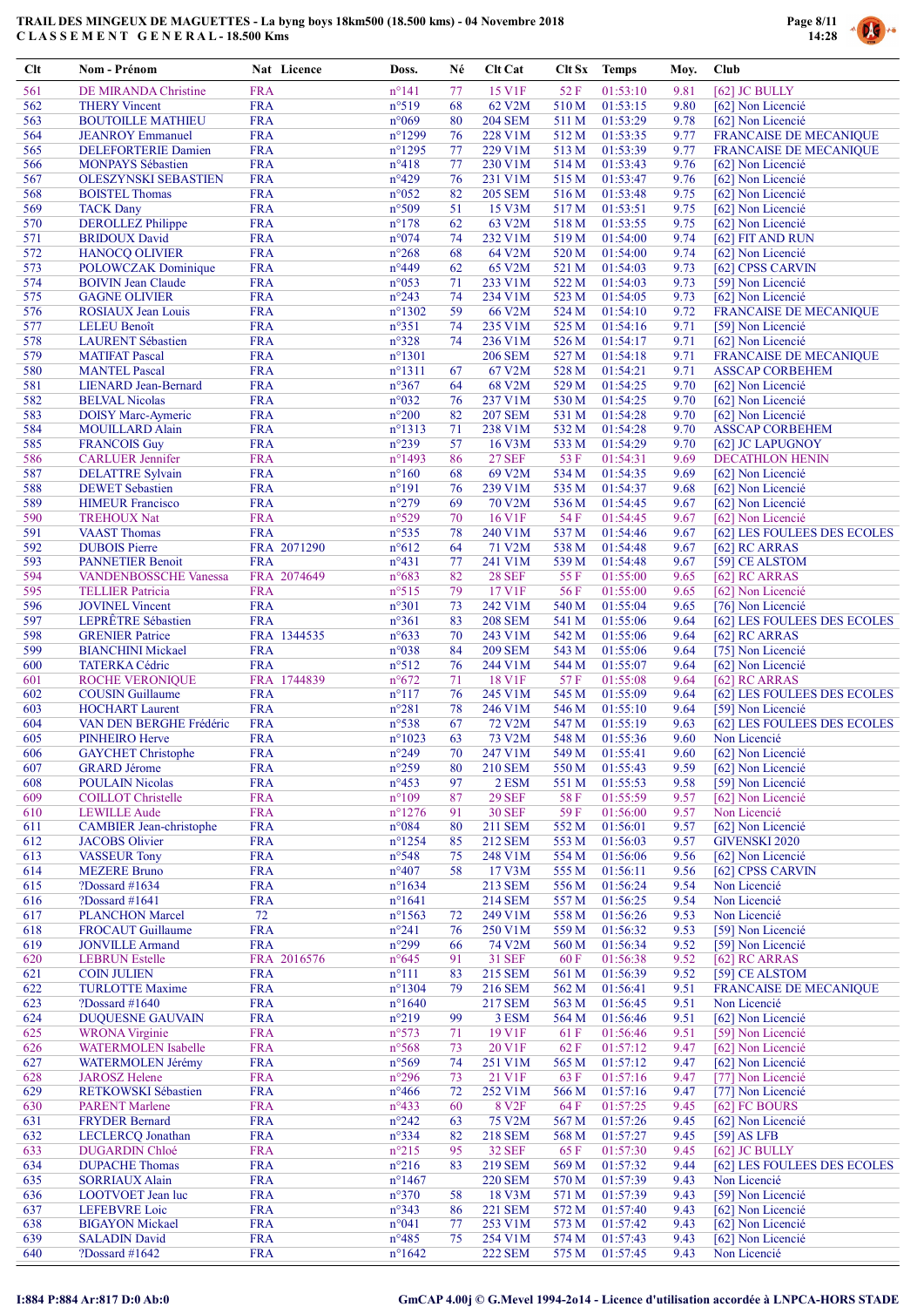# TRAIL DES MINGEUX DE MAGUETTES - La byng boys 18km500 (18.500 kms) - 04 Novembre 2018

## CLASSEMENT GENERAL - 18.500 Kms

| Clt | Nom - Prénom | Nat | Licence | Doss. | Né | Clt Cat | Clt Sx | Temps | Moy. | Club |
|---|---|---|---|---|---|---|---|---|---|---|
| 561 | DE MIRANDA Christine | FRA | | n°141 | 77 | 15 V1F | 52 F | 01:53:10 | 9.81 | [62] JC BULLY |
| 562 | THERY Vincent | FRA | | n°519 | 68 | 62 V2M | 510 M | 01:53:15 | 9.80 | [62] Non Licencié |
| 563 | BOUTOILLE MATHIEU | FRA | | n°069 | 80 | 204 SEM | 511 M | 01:53:29 | 9.78 | [62] Non Licencié |
| 564 | JEANROY Emmanuel | FRA | | n°1299 | 76 | 228 V1M | 512 M | 01:53:35 | 9.77 | FRANCAISE DE MECANIQUE |
| 565 | DELEFORTERIE Damien | FRA | | n°1295 | 77 | 229 V1M | 513 M | 01:53:39 | 9.77 | FRANCAISE DE MECANIQUE |
| 566 | MONPAYS Sébastien | FRA | | n°418 | 77 | 230 V1M | 514 M | 01:53:43 | 9.76 | [62] Non Licencié |
| 567 | OLESZYNSKI SEBASTIEN | FRA | | n°429 | 76 | 231 V1M | 515 M | 01:53:47 | 9.76 | [62] Non Licencié |
| 568 | BOISTEL Thomas | FRA | | n°052 | 82 | 205 SEM | 516 M | 01:53:48 | 9.75 | [62] Non Licencié |
| 569 | TACK Dany | FRA | | n°509 | 51 | 15 V3M | 517 M | 01:53:51 | 9.75 | [62] Non Licencié |
| 570 | DEROLLEZ Philippe | FRA | | n°178 | 62 | 63 V2M | 518 M | 01:53:55 | 9.75 | [62] Non Licencié |
| 571 | BRIDOUX David | FRA | | n°074 | 74 | 232 V1M | 519 M | 01:54:00 | 9.74 | [62] FIT AND RUN |
| 572 | HANOCQ OLIVIER | FRA | | n°268 | 68 | 64 V2M | 520 M | 01:54:00 | 9.74 | [62] Non Licencié |
| 573 | POLOWCZAK Dominique | FRA | | n°449 | 62 | 65 V2M | 521 M | 01:54:03 | 9.73 | [62] CPSS CARVIN |
| 574 | BOIVIN Jean Claude | FRA | | n°053 | 71 | 233 V1M | 522 M | 01:54:03 | 9.73 | [59] Non Licencié |
| 575 | GAGNE OLIVIER | FRA | | n°243 | 74 | 234 V1M | 523 M | 01:54:05 | 9.73 | [62] Non Licencié |
| 576 | ROSIAUX Jean Louis | FRA | | n°1302 | 59 | 66 V2M | 524 M | 01:54:10 | 9.72 | FRANCAISE DE MECANIQUE |
| 577 | LELEU Benoît | FRA | | n°351 | 74 | 235 V1M | 525 M | 01:54:16 | 9.71 | [59] Non Licencié |
| 578 | LAURENT Sébastien | FRA | | n°328 | 74 | 236 V1M | 526 M | 01:54:17 | 9.71 | [62] Non Licencié |
| 579 | MATIFAT Pascal | FRA | | n°1301 | | 206 SEM | 527 M | 01:54:18 | 9.71 | FRANCAISE DE MECANIQUE |
| 580 | MANTEL Pascal | FRA | | n°1311 | 67 | 67 V2M | 528 M | 01:54:21 | 9.71 | ASSCAP CORBEHEM |
| 581 | LIENARD Jean-Bernard | FRA | | n°367 | 64 | 68 V2M | 529 M | 01:54:25 | 9.70 | [62] Non Licencié |
| 582 | BELVAL Nicolas | FRA | | n°032 | 76 | 237 V1M | 530 M | 01:54:25 | 9.70 | [62] Non Licencié |
| 583 | DOISY Marc-Aymeric | FRA | | n°200 | 82 | 207 SEM | 531 M | 01:54:28 | 9.70 | [62] Non Licencié |
| 584 | MOUILLARD Alain | FRA | | n°1313 | 71 | 238 V1M | 532 M | 01:54:28 | 9.70 | ASSCAP CORBEHEM |
| 585 | FRANCOIS Guy | FRA | | n°239 | 57 | 16 V3M | 533 M | 01:54:29 | 9.70 | [62] JC LAPUGNOY |
| 586 | CARLUER Jennifer | FRA | | n°1493 | 86 | 27 SEF | 53 F | 01:54:31 | 9.69 | DECATHLON HENIN |
| 587 | DELATTRE Sylvain | FRA | | n°160 | 68 | 69 V2M | 534 M | 01:54:35 | 9.69 | [62] Non Licencié |
| 588 | DEWET Sebastien | FRA | | n°191 | 76 | 239 V1M | 535 M | 01:54:37 | 9.68 | [62] Non Licencié |
| 589 | HIMEUR Francisco | FRA | | n°279 | 69 | 70 V2M | 536 M | 01:54:45 | 9.67 | [62] Non Licencié |
| 590 | TREHOUX Nat | FRA | | n°529 | 70 | 16 V1F | 54 F | 01:54:45 | 9.67 | [62] Non Licencié |
| 591 | VAAST Thomas | FRA | | n°535 | 78 | 240 V1M | 537 M | 01:54:46 | 9.67 | [62] LES FOULEES DES ECOLES |
| 592 | DUBOIS Pierre | FRA | 2071290 | n°612 | 64 | 71 V2M | 538 M | 01:54:48 | 9.67 | [62] RC ARRAS |
| 593 | PANNETIER Benoit | FRA | | n°431 | 77 | 241 V1M | 539 M | 01:54:48 | 9.67 | [59] CE ALSTOM |
| 594 | VANDENBOSSCHE Vanessa | FRA | 2074649 | n°683 | 82 | 28 SEF | 55 F | 01:55:00 | 9.65 | [62] RC ARRAS |
| 595 | TELLIER Patricia | FRA | | n°515 | 79 | 17 V1F | 56 F | 01:55:00 | 9.65 | [62] Non Licencié |
| 596 | JOVINEL Vincent | FRA | | n°301 | 73 | 242 V1M | 540 M | 01:55:04 | 9.65 | [76] Non Licencié |
| 597 | LEPRÊTRE Sébastien | FRA | | n°361 | 83 | 208 SEM | 541 M | 01:55:06 | 9.64 | [62] LES FOULEES DES ECOLES |
| 598 | GRENIER Patrice | FRA | 1344535 | n°633 | 70 | 243 V1M | 542 M | 01:55:06 | 9.64 | [62] RC ARRAS |
| 599 | BIANCHINI Mickael | FRA | | n°038 | 84 | 209 SEM | 543 M | 01:55:06 | 9.64 | [75] Non Licencié |
| 600 | TATERKA Cédric | FRA | | n°512 | 76 | 244 V1M | 544 M | 01:55:07 | 9.64 | [62] Non Licencié |
| 601 | ROCHE VERONIQUE | FRA | 1744839 | n°672 | 71 | 18 V1F | 57 F | 01:55:08 | 9.64 | [62] RC ARRAS |
| 602 | COUSIN Guillaume | FRA | | n°117 | 76 | 245 V1M | 545 M | 01:55:09 | 9.64 | [62] LES FOULEES DES ECOLES |
| 603 | HOCHART Laurent | FRA | | n°281 | 78 | 246 V1M | 546 M | 01:55:10 | 9.64 | [59] Non Licencié |
| 604 | VAN DEN BERGHE Frédéric | FRA | | n°538 | 67 | 72 V2M | 547 M | 01:55:19 | 9.63 | [62] LES FOULEES DES ECOLES |
| 605 | PINHEIRO Herve | FRA | | n°1023 | 63 | 73 V2M | 548 M | 01:55:36 | 9.60 | Non Licencié |
| 606 | GAYCHET Christophe | FRA | | n°249 | 70 | 247 V1M | 549 M | 01:55:41 | 9.60 | [62] Non Licencié |
| 607 | GRARD Jérome | FRA | | n°259 | 80 | 210 SEM | 550 M | 01:55:43 | 9.59 | [62] Non Licencié |
| 608 | POULAIN Nicolas | FRA | | n°453 | 97 | 2 ESM | 551 M | 01:55:53 | 9.58 | [59] Non Licencié |
| 609 | COILLOT Christelle | FRA | | n°109 | 87 | 29 SEF | 58 F | 01:55:59 | 9.57 | [62] Non Licencié |
| 610 | LEWILLE Aude | FRA | | n°1276 | 91 | 30 SEF | 59 F | 01:56:00 | 9.57 | Non Licencié |
| 611 | CAMBIER Jean-christophe | FRA | | n°084 | 80 | 211 SEM | 552 M | 01:56:01 | 9.57 | [62] Non Licencié |
| 612 | JACOBS Olivier | FRA | | n°1254 | 85 | 212 SEM | 553 M | 01:56:03 | 9.57 | GIVENSKI 2020 |
| 613 | VASSEUR Tony | FRA | | n°548 | 75 | 248 V1M | 554 M | 01:56:06 | 9.56 | [62] Non Licencié |
| 614 | MEZERE Bruno | FRA | | n°407 | 58 | 17 V3M | 555 M | 01:56:11 | 9.56 | [62] CPSS CARVIN |
| 615 | ?Dossard #1634 | FRA | | n°1634 | | 213 SEM | 556 M | 01:56:24 | 9.54 | Non Licencié |
| 616 | ?Dossard #1641 | FRA | | n°1641 | | 214 SEM | 557 M | 01:56:25 | 9.54 | Non Licencié |
| 617 | PLANCHON Marcel | 72 | | n°1563 | 72 | 249 V1M | 558 M | 01:56:26 | 9.53 | Non Licencié |
| 618 | FROCAUT Guillaume | FRA | | n°241 | 76 | 250 V1M | 559 M | 01:56:32 | 9.53 | [59] Non Licencié |
| 619 | JONVILLE Armand | FRA | | n°299 | 66 | 74 V2M | 560 M | 01:56:34 | 9.52 | [59] Non Licencié |
| 620 | LEBRUN Estelle | FRA | 2016576 | n°645 | 91 | 31 SEF | 60 F | 01:56:38 | 9.52 | [62] RC ARRAS |
| 621 | COIN JULIEN | FRA | | n°111 | 83 | 215 SEM | 561 M | 01:56:39 | 9.52 | [59] CE ALSTOM |
| 622 | TURLOTTE Maxime | FRA | | n°1304 | 79 | 216 SEM | 562 M | 01:56:41 | 9.51 | FRANCAISE DE MECANIQUE |
| 623 | ?Dossard #1640 | FRA | | n°1640 | | 217 SEM | 563 M | 01:56:45 | 9.51 | Non Licencié |
| 624 | DUQUESNE GAUVAIN | FRA | | n°219 | 99 | 3 ESM | 564 M | 01:56:46 | 9.51 | [62] Non Licencié |
| 625 | WRONA Virginie | FRA | | n°573 | 71 | 19 V1F | 61 F | 01:56:46 | 9.51 | [59] Non Licencié |
| 626 | WATERMOLEN Isabelle | FRA | | n°568 | 73 | 20 V1F | 62 F | 01:57:12 | 9.47 | [62] Non Licencié |
| 627 | WATERMOLEN Jérémy | FRA | | n°569 | 74 | 251 V1M | 565 M | 01:57:12 | 9.47 | [62] Non Licencié |
| 628 | JAROSZ Helene | FRA | | n°296 | 73 | 21 V1F | 63 F | 01:57:16 | 9.47 | [77] Non Licencié |
| 629 | RETKOWSKI Sébastien | FRA | | n°466 | 72 | 252 V1M | 566 M | 01:57:16 | 9.47 | [77] Non Licencié |
| 630 | PARENT Marlene | FRA | | n°433 | 60 | 8 V2F | 64 F | 01:57:25 | 9.45 | [62] FC BOURS |
| 631 | FRYDER Bernard | FRA | | n°242 | 63 | 75 V2M | 567 M | 01:57:26 | 9.45 | [62] Non Licencié |
| 632 | LECLERCQ Jonathan | FRA | | n°334 | 82 | 218 SEM | 568 M | 01:57:27 | 9.45 | [59] AS LFB |
| 633 | DUGARDIN Chloé | FRA | | n°215 | 95 | 32 SEF | 65 F | 01:57:30 | 9.45 | [62] JC BULLY |
| 634 | DUPACHE Thomas | FRA | | n°216 | 83 | 219 SEM | 569 M | 01:57:32 | 9.44 | [62] LES FOULEES DES ECOLES |
| 635 | SORRIAUX Alain | FRA | | n°1467 | | 220 SEM | 570 M | 01:57:39 | 9.43 | Non Licencié |
| 636 | LOOTVOET Jean luc | FRA | | n°370 | 58 | 18 V3M | 571 M | 01:57:39 | 9.43 | [59] Non Licencié |
| 637 | LEFEBVRE Loic | FRA | | n°343 | 86 | 221 SEM | 572 M | 01:57:40 | 9.43 | [62] Non Licencié |
| 638 | BIGAYON Mickael | FRA | | n°041 | 77 | 253 V1M | 573 M | 01:57:42 | 9.43 | [62] Non Licencié |
| 639 | SALADIN David | FRA | | n°485 | 75 | 254 V1M | 574 M | 01:57:43 | 9.43 | [62] Non Licencié |
| 640 | ?Dossard #1642 | FRA | | n°1642 | | 222 SEM | 575 M | 01:57:45 | 9.43 | Non Licencié |

I:884 P:884 Ar:817 D:0 Ab:0

GmCAP 4.00j © G.Mevel 1994-2o14 - Licence d'utilisation accordée à LNPCA-HORS STADE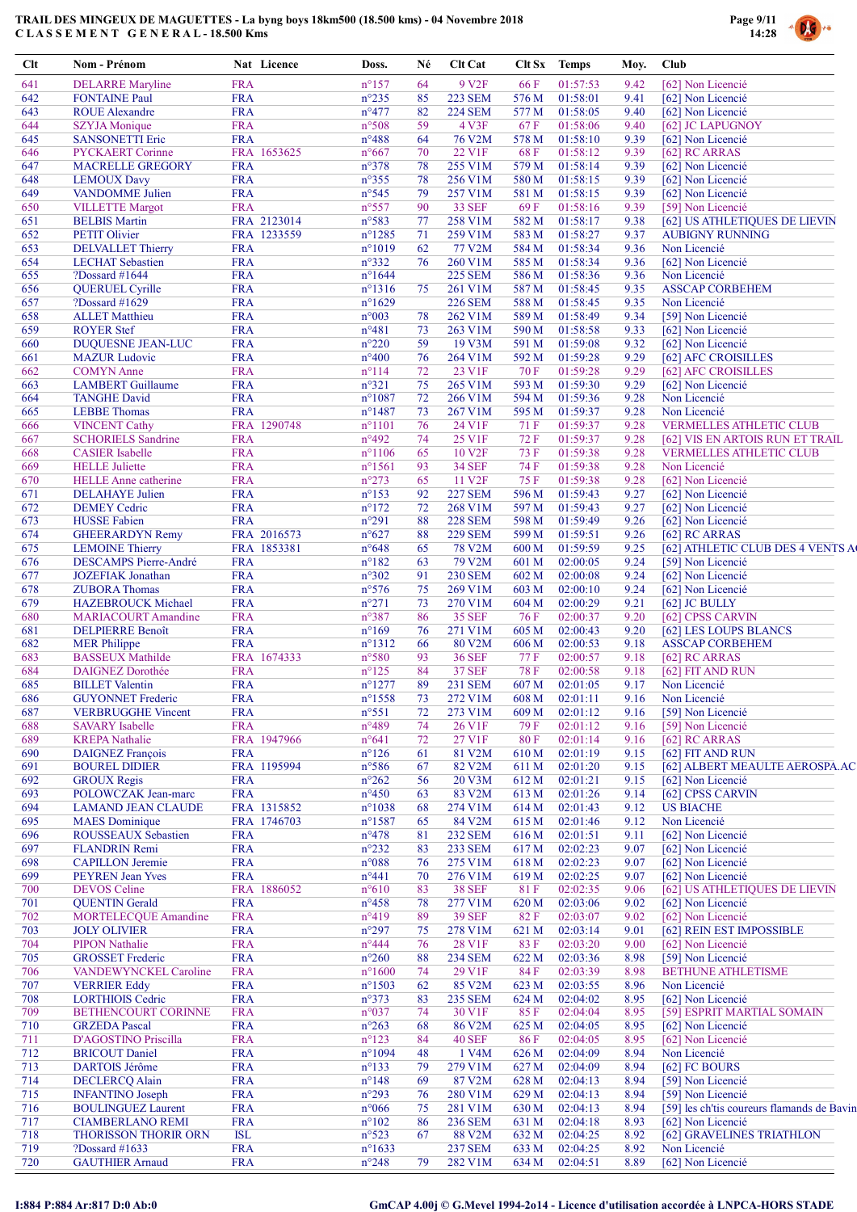# TRAIL DES MINGEUX DE MAGUETTES - La byng boys 18km500 (18.500 kms) - 04 Novembre 2018
## C L A S S E M E N T G E N E R A L - 18.500 Kms

| Clt | Nom - Prénom | Nat | Licence | Doss. | Né | Clt Cat | Clt Sx | Temps | Moy. | Club |
|---|---|---|---|---|---|---|---|---|---|---|
| 641 | DELARRE Maryline | FRA | | n°157 | 64 | 9 V2F | 66 F | 01:57:53 | 9.42 | [62] Non Licencié |
| 642 | FONTAINE Paul | FRA | | n°235 | 85 | 223 SEM | 576 M | 01:58:01 | 9.41 | [62] Non Licencié |
| 643 | ROUE Alexandre | FRA | | n°477 | 82 | 224 SEM | 577 M | 01:58:05 | 9.40 | [62] Non Licencié |
| 644 | SZYJA Monique | FRA | | n°508 | 59 | 4 V3F | 67 F | 01:58:06 | 9.40 | [62] JC LAPUGNOY |
| 645 | SANSONETTI Eric | FRA | | n°488 | 64 | 76 V2M | 578 M | 01:58:10 | 9.39 | [62] Non Licencié |
| 646 | PYCKAERT Corinne | FRA | 1653625 | n°667 | 70 | 22 V1F | 68 F | 01:58:12 | 9.39 | [62] RC ARRAS |
| 647 | MACRELLE GREGORY | FRA | | n°378 | 78 | 255 V1M | 579 M | 01:58:14 | 9.39 | [62] Non Licencié |
| 648 | LEMOUX Davy | FRA | | n°355 | 78 | 256 V1M | 580 M | 01:58:15 | 9.39 | [62] Non Licencié |
| 649 | VANDOMME Julien | FRA | | n°545 | 79 | 257 V1M | 581 M | 01:58:15 | 9.39 | [62] Non Licencié |
| 650 | VILLETTE Margot | FRA | | n°557 | 90 | 33 SEF | 69 F | 01:58:16 | 9.39 | [59] Non Licencié |
| 651 | BELBIS Martin | FRA | 2123014 | n°583 | 77 | 258 V1M | 582 M | 01:58:17 | 9.38 | [62] US ATHLETIQUES DE LIEVIN |
| 652 | PETIT Olivier | FRA | 1233559 | n°1285 | 71 | 259 V1M | 583 M | 01:58:27 | 9.37 | AUBIGNY RUNNING |
| 653 | DELVALLET Thierry | FRA | | n°1019 | 62 | 77 V2M | 584 M | 01:58:34 | 9.36 | Non Licencié |
| 654 | LECHAT Sebastien | FRA | | n°332 | 76 | 260 V1M | 585 M | 01:58:34 | 9.36 | [62] Non Licencié |
| 655 | ?Dossard #1644 | FRA | | n°1644 | | 225 SEM | 586 M | 01:58:36 | 9.36 | Non Licencié |
| 656 | QUERUEL Cyrille | FRA | | n°1316 | 75 | 261 V1M | 587 M | 01:58:45 | 9.35 | ASSCAP CORBEHEM |
| 657 | ?Dossard #1629 | FRA | | n°1629 | | 226 SEM | 588 M | 01:58:45 | 9.35 | Non Licencié |
| 658 | ALLET Matthieu | FRA | | n°003 | 78 | 262 V1M | 589 M | 01:58:49 | 9.34 | [59] Non Licencié |
| 659 | ROYER Stef | FRA | | n°481 | 73 | 263 V1M | 590 M | 01:58:58 | 9.33 | [62] Non Licencié |
| 660 | DUQUESNE JEAN-LUC | FRA | | n°220 | 59 | 19 V3M | 591 M | 01:59:08 | 9.32 | [62] Non Licencié |
| 661 | MAZUR Ludovic | FRA | | n°400 | 76 | 264 V1M | 592 M | 01:59:28 | 9.29 | [62] AFC CROISILLES |
| 662 | COMYN Anne | FRA | | n°114 | 72 | 23 V1F | 70 F | 01:59:28 | 9.29 | [62] AFC CROISILLES |
| 663 | LAMBERT Guillaume | FRA | | n°321 | 75 | 265 V1M | 593 M | 01:59:30 | 9.29 | [62] Non Licencié |
| 664 | TANGHE David | FRA | | n°1087 | 72 | 266 V1M | 594 M | 01:59:36 | 9.28 | Non Licencié |
| 665 | LEBBE Thomas | FRA | | n°1487 | 73 | 267 V1M | 595 M | 01:59:37 | 9.28 | Non Licencié |
| 666 | VINCENT Cathy | FRA | 1290748 | n°1101 | 76 | 24 V1F | 71 F | 01:59:37 | 9.28 | VERMELLES ATHLETIC CLUB |
| 667 | SCHORIELS Sandrine | FRA | | n°492 | 74 | 25 V1F | 72 F | 01:59:37 | 9.28 | [62] VIS EN ARTOIS RUN ET TRAIL |
| 668 | CASIER Isabelle | FRA | | n°1106 | 65 | 10 V2F | 73 F | 01:59:38 | 9.28 | VERMELLES ATHLETIC CLUB |
| 669 | HELLE Juliette | FRA | | n°1561 | 93 | 34 SEF | 74 F | 01:59:38 | 9.28 | Non Licencié |
| 670 | HELLE Anne catherine | FRA | | n°273 | 65 | 11 V2F | 75 F | 01:59:38 | 9.28 | [62] Non Licencié |
| 671 | DELAHAYE Julien | FRA | | n°153 | 92 | 227 SEM | 596 M | 01:59:43 | 9.27 | [62] Non Licencié |
| 672 | DEMEY Cedric | FRA | | n°172 | 72 | 268 V1M | 597 M | 01:59:43 | 9.27 | [62] Non Licencié |
| 673 | HUSSE Fabien | FRA | | n°291 | 88 | 228 SEM | 598 M | 01:59:49 | 9.26 | [62] Non Licencié |
| 674 | GHEERARDYN Remy | FRA | 2016573 | n°627 | 88 | 229 SEM | 599 M | 01:59:51 | 9.26 | [62] RC ARRAS |
| 675 | LEMOINE Thierry | FRA | 1853381 | n°648 | 65 | 78 V2M | 600 M | 01:59:59 | 9.25 | [62] ATHLETIC CLUB DES 4 VENTS A |
| 676 | DESCAMPS Pierre-André | FRA | | n°182 | 63 | 79 V2M | 601 M | 02:00:05 | 9.24 | [59] Non Licencié |
| 677 | JOZEFIAK Jonathan | FRA | | n°302 | 91 | 230 SEM | 602 M | 02:00:08 | 9.24 | [62] Non Licencié |
| 678 | ZUBORA Thomas | FRA | | n°576 | 75 | 269 V1M | 603 M | 02:00:10 | 9.24 | [62] Non Licencié |
| 679 | HAZEBROUCK Michael | FRA | | n°271 | 73 | 270 V1M | 604 M | 02:00:29 | 9.21 | [62] JC BULLY |
| 680 | MARIACOURT Amandine | FRA | | n°387 | 86 | 35 SEF | 76 F | 02:00:37 | 9.20 | [62] CPSS CARVIN |
| 681 | DELPIERRE Benoît | FRA | | n°169 | 76 | 271 V1M | 605 M | 02:00:43 | 9.20 | [62] LES LOUPS BLANCS |
| 682 | MER Philippe | FRA | | n°1312 | 66 | 80 V2M | 606 M | 02:00:53 | 9.18 | ASSCAP CORBEHEM |
| 683 | BASSEUX Mathilde | FRA | 1674333 | n°580 | 93 | 36 SEF | 77 F | 02:00:57 | 9.18 | [62] RC ARRAS |
| 684 | DAIGNEZ Dorothée | FRA | | n°125 | 84 | 37 SEF | 78 F | 02:00:58 | 9.18 | [62] FIT AND RUN |
| 685 | BILLET Valentin | FRA | | n°1277 | 89 | 231 SEM | 607 M | 02:01:05 | 9.17 | Non Licencié |
| 686 | GUYONNET Frederic | FRA | | n°1558 | 73 | 272 V1M | 608 M | 02:01:11 | 9.16 | Non Licencié |
| 687 | VERBRUGGHE Vincent | FRA | | n°551 | 72 | 273 V1M | 609 M | 02:01:12 | 9.16 | [59] Non Licencié |
| 688 | SAVARY Isabelle | FRA | | n°489 | 74 | 26 V1F | 79 F | 02:01:12 | 9.16 | [59] Non Licencié |
| 689 | KREPA Nathalie | FRA | 1947966 | n°641 | 72 | 27 V1F | 80 F | 02:01:14 | 9.16 | [62] RC ARRAS |
| 690 | DAIGNEZ François | FRA | | n°126 | 61 | 81 V2M | 610 M | 02:01:19 | 9.15 | [62] FIT AND RUN |
| 691 | BOUREL DIDIER | FRA | 1195994 | n°586 | 67 | 82 V2M | 611 M | 02:01:20 | 9.15 | [62] ALBERT MEAULTE AEROSPA.AC |
| 692 | GROUX Regis | FRA | | n°262 | 56 | 20 V3M | 612 M | 02:01:21 | 9.15 | [62] Non Licencié |
| 693 | POLOWCZAK Jean-marc | FRA | | n°450 | 63 | 83 V2M | 613 M | 02:01:26 | 9.14 | [62] CPSS CARVIN |
| 694 | LAMAND JEAN CLAUDE | FRA | 1315852 | n°1038 | 68 | 274 V1M | 614 M | 02:01:43 | 9.12 | US BIACHE |
| 695 | MAES Dominique | FRA | 1746703 | n°1587 | 65 | 84 V2M | 615 M | 02:01:46 | 9.12 | Non Licencié |
| 696 | ROUSSEAUX Sebastien | FRA | | n°478 | 81 | 232 SEM | 616 M | 02:01:51 | 9.11 | [62] Non Licencié |
| 697 | FLANDRIN Remi | FRA | | n°232 | 83 | 233 SEM | 617 M | 02:02:23 | 9.07 | [62] Non Licencié |
| 698 | CAPILLON Jeremie | FRA | | n°088 | 76 | 275 V1M | 618 M | 02:02:23 | 9.07 | [62] Non Licencié |
| 699 | PEYREN Jean Yves | FRA | | n°441 | 70 | 276 V1M | 619 M | 02:02:25 | 9.07 | [62] Non Licencié |
| 700 | DEVOS Celine | FRA | 1886052 | n°610 | 83 | 38 SEF | 81 F | 02:02:35 | 9.06 | [62] US ATHLETIQUES DE LIEVIN |
| 701 | QUENTIN Gerald | FRA | | n°458 | 78 | 277 V1M | 620 M | 02:03:06 | 9.02 | [62] Non Licencié |
| 702 | MORTELECQUE Amandine | FRA | | n°419 | 89 | 39 SEF | 82 F | 02:03:07 | 9.02 | [62] Non Licencié |
| 703 | JOLY OLIVIER | FRA | | n°297 | 75 | 278 V1M | 621 M | 02:03:14 | 9.01 | [62] REIN EST IMPOSSIBLE |
| 704 | PIPON Nathalie | FRA | | n°444 | 76 | 28 V1F | 83 F | 02:03:20 | 9.00 | [62] Non Licencié |
| 705 | GROSSET Frederic | FRA | | n°260 | 88 | 234 SEM | 622 M | 02:03:36 | 8.98 | [59] Non Licencié |
| 706 | VANDEWYNCKEL Caroline | FRA | | n°1600 | 74 | 29 V1F | 84 F | 02:03:39 | 8.98 | BETHUNE ATHLETISME |
| 707 | VERRIER Eddy | FRA | | n°1503 | 62 | 85 V2M | 623 M | 02:03:55 | 8.96 | Non Licencié |
| 708 | LORTHIOIS Cedric | FRA | | n°373 | 83 | 235 SEM | 624 M | 02:04:02 | 8.95 | [62] Non Licencié |
| 709 | BETHENCOURT CORINNE | FRA | | n°037 | 74 | 30 V1F | 85 F | 02:04:04 | 8.95 | [59] ESPRIT MARTIAL SOMAIN |
| 710 | GRZEDA Pascal | FRA | | n°263 | 68 | 86 V2M | 625 M | 02:04:05 | 8.95 | [62] Non Licencié |
| 711 | D'AGOSTINO Priscilla | FRA | | n°123 | 84 | 40 SEF | 86 F | 02:04:05 | 8.95 | [62] Non Licencié |
| 712 | BRICOUT Daniel | FRA | | n°1094 | 48 | 1 V4M | 626 M | 02:04:09 | 8.94 | Non Licencié |
| 713 | DARTOIS Jérôme | FRA | | n°133 | 79 | 279 V1M | 627 M | 02:04:09 | 8.94 | [62] FC BOURS |
| 714 | DECLERCQ Alain | FRA | | n°148 | 69 | 87 V2M | 628 M | 02:04:13 | 8.94 | [59] Non Licencié |
| 715 | INFANTINO Joseph | FRA | | n°293 | 76 | 280 V1M | 629 M | 02:04:13 | 8.94 | [59] Non Licencié |
| 716 | BOULINGUEZ Laurent | FRA | | n°066 | 75 | 281 V1M | 630 M | 02:04:13 | 8.94 | [59] les ch'tis coureurs flamands de Bavin |
| 717 | CIAMBERLANO REMI | FRA | | n°102 | 86 | 236 SEM | 631 M | 02:04:18 | 8.93 | [62] Non Licencié |
| 718 | THORISSON THORIR ORN | ISL | | n°523 | 67 | 88 V2M | 632 M | 02:04:25 | 8.92 | [62] GRAVELINES TRIATHLON |
| 719 | ?Dossard #1633 | FRA | | n°1633 | | 237 SEM | 633 M | 02:04:25 | 8.92 | Non Licencié |
| 720 | GAUTHIER Arnaud | FRA | | n°248 | 79 | 282 V1M | 634 M | 02:04:51 | 8.89 | [62] Non Licencié |

I:884 P:884 Ar:817 D:0 Ab:0

GmCAP 4.00j © G.Mevel 1994-2o14 - Licence d'utilisation accordée à LNPCA-HORS STADE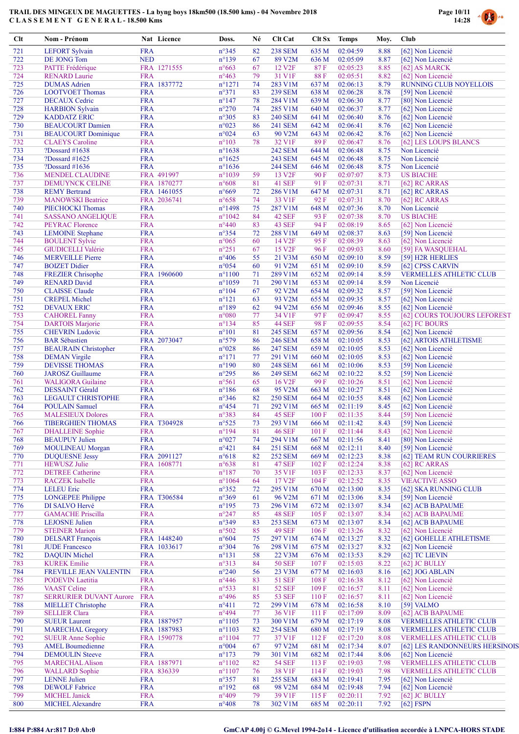# TRAIL DES MINGEUX DE MAGUETTES - La byng boys 18km500 (18.500 kms) - 04 Novembre 2018

## CLASSEMENT GENERAL - 18.500 Kms

| Clt | Nom - Prénom | Nat | Licence | Doss. | Né | Clt Cat | Clt Sx | Temps | Moy. | Club |
|---|---|---|---|---|---|---|---|---|---|---|
| 721 | LEFORT Sylvain | FRA | | n°345 | 82 | 238 SEM | 635 M | 02:04:59 | 8.88 | [62] Non Licencié |
| 722 | DE JONG Tom | NED | | n°139 | 67 | 89 V2M | 636 M | 02:05:09 | 8.87 | [62] Non Licencié |
| 723 | PATTE Frédérique | FRA | 1271555 | n°663 | 67 | 12 V2F | 87 F | 02:05:23 | 8.85 | [62] AS MARCK |
| 724 | RENARD Laurie | FRA | | n°463 | 79 | 31 V1F | 88 F | 02:05:51 | 8.82 | [62] Non Licencié |
| 725 | DUMAS Adrien | FRA | 1837772 | n°1271 | 74 | 283 V1M | 637 M | 02:06:13 | 8.79 | RUNNING CLUB NOYELLOIS |
| 726 | LOOTVOET Thomas | FRA | | n°371 | 83 | 239 SEM | 638 M | 02:06:28 | 8.78 | [59] Non Licencié |
| 727 | DECAUX Cedric | FRA | | n°147 | 78 | 284 V1M | 639 M | 02:06:30 | 8.77 | [80] Non Licencié |
| 728 | HARBION Sylvain | FRA | | n°270 | 74 | 285 V1M | 640 M | 02:06:37 | 8.77 | [62] Non Licencié |
| 729 | KADDATZ ERIC | FRA | | n°305 | 83 | 240 SEM | 641 M | 02:06:40 | 8.76 | [62] Non Licencié |
| 730 | BEAUCOURT Damien | FRA | | n°023 | 86 | 241 SEM | 642 M | 02:06:41 | 8.76 | [62] Non Licencié |
| 731 | BEAUCOURT Dominique | FRA | | n°024 | 63 | 90 V2M | 643 M | 02:06:42 | 8.76 | [62] Non Licencié |
| 732 | CLAEYS Caroline | FRA | | n°103 | 78 | 32 V1F | 89 F | 02:06:47 | 8.76 | [62] LES LOUPS BLANCS |
| 733 | ?Dossard #1638 | FRA | | n°1638 | | 242 SEM | 644 M | 02:06:48 | 8.75 | Non Licencié |
| 734 | ?Dossard #1625 | FRA | | n°1625 | | 243 SEM | 645 M | 02:06:48 | 8.75 | Non Licencié |
| 735 | ?Dossard #1636 | FRA | | n°1636 | | 244 SEM | 646 M | 02:06:48 | 8.75 | Non Licencié |
| 736 | MENDEL CLAUDINE | FRA | 491997 | n°1039 | 59 | 13 V2F | 90 F | 02:07:07 | 8.73 | US BIACHE |
| 737 | DEMUYNCK CELINE | FRA | 1870277 | n°608 | 81 | 41 SEF | 91 F | 02:07:31 | 8.71 | [62] RC ARRAS |
| 738 | REMY Bertrand | FRA | 1461055 | n°669 | 72 | 286 V1M | 647 M | 02:07:31 | 8.71 | [62] RC ARRAS |
| 739 | MANOWSKI Beatrice | FRA | 2036741 | n°658 | 74 | 33 V1F | 92 F | 02:07:31 | 8.70 | [62] RC ARRAS |
| 740 | PIECHOCKI Thomas | FRA | | n°1498 | 75 | 287 V1M | 648 M | 02:07:36 | 8.70 | Non Licencié |
| 741 | SASSANO ANGELIQUE | FRA | | n°1042 | 84 | 42 SEF | 93 F | 02:07:38 | 8.70 | US BIACHE |
| 742 | PEYRAC Florence | FRA | | n°440 | 83 | 43 SEF | 94 F | 02:08:19 | 8.65 | [62] Non Licencié |
| 743 | LEMOINE Stephane | FRA | | n°354 | 72 | 288 V1M | 649 M | 02:08:37 | 8.63 | [59] Non Licencié |
| 744 | BOULENT Sylvie | FRA | | n°065 | 60 | 14 V2F | 95 F | 02:08:39 | 8.63 | [62] Non Licencié |
| 745 | GIUDICELLI Valérie | FRA | | n°251 | 67 | 15 V2F | 96 F | 02:09:03 | 8.60 | [59] FA WASQUEHAL |
| 746 | MERVEILLE Pierre | FRA | | n°406 | 55 | 21 V3M | 650 M | 02:09:10 | 8.59 | [59] H2R HERLIES |
| 747 | BOIZET Didier | FRA | | n°054 | 60 | 91 V2M | 651 M | 02:09:10 | 8.59 | [62] CPSS CARVIN |
| 748 | FREZIER Chrisophe | FRA | 1960600 | n°1100 | 71 | 289 V1M | 652 M | 02:09:14 | 8.59 | VERMELLES ATHLETIC CLUB |
| 749 | RENARD David | FRA | | n°1059 | 71 | 290 V1M | 653 M | 02:09:14 | 8.59 | Non Licencié |
| 750 | CLAISSE Claude | FRA | | n°104 | 67 | 92 V2M | 654 M | 02:09:32 | 8.57 | [59] Non Licencié |
| 751 | CREPEL Michel | FRA | | n°121 | 63 | 93 V2M | 655 M | 02:09:35 | 8.57 | [62] Non Licencié |
| 752 | DEVAUX ERIC | FRA | | n°189 | 62 | 94 V2M | 656 M | 02:09:46 | 8.55 | [62] Non Licencié |
| 753 | CAHOREL Fanny | FRA | | n°080 | 77 | 34 V1F | 97 F | 02:09:47 | 8.55 | [62] COURS TOUJOURS LEFOREST |
| 754 | DARTOIS Marjorie | FRA | | n°134 | 85 | 44 SEF | 98 F | 02:09:55 | 8.54 | [62] FC BOURS |
| 755 | CHEVRIN Ludovic | FRA | | n°101 | 81 | 245 SEM | 657 M | 02:09:56 | 8.54 | [62] Non Licencié |
| 756 | BAR Sébastien | FRA | 2073047 | n°579 | 86 | 246 SEM | 658 M | 02:10:05 | 8.53 | [62] ARTOIS ATHLETISME |
| 757 | BEAURAIN Christopher | FRA | | n°028 | 86 | 247 SEM | 659 M | 02:10:05 | 8.53 | [62] Non Licencié |
| 758 | DEMAN Virgile | FRA | | n°171 | 77 | 291 V1M | 660 M | 02:10:05 | 8.53 | [62] Non Licencié |
| 759 | DEVISSE THOMAS | FRA | | n°190 | 80 | 248 SEM | 661 M | 02:10:06 | 8.53 | [59] Non Licencié |
| 760 | JAROSZ Guillaume | FRA | | n°295 | 86 | 249 SEM | 662 M | 02:10:22 | 8.52 | [59] Non Licencié |
| 761 | WALIGORA Guilaine | FRA | | n°561 | 65 | 16 V2F | 99 F | 02:10:26 | 8.51 | [62] Non Licencié |
| 762 | DESSAINT Gérald | FRA | | n°186 | 68 | 95 V2M | 663 M | 02:10:27 | 8.51 | [62] Non Licencié |
| 763 | LEGAULT CHRISTOPHE | FRA | | n°346 | 82 | 250 SEM | 664 M | 02:10:55 | 8.48 | [62] Non Licencié |
| 764 | POULAIN Samuel | FRA | | n°454 | 71 | 292 V1M | 665 M | 02:11:19 | 8.45 | [62] Non Licencié |
| 765 | MALESIEUX Dolores | FRA | | n°383 | 84 | 45 SEF | 100 F | 02:11:35 | 8.44 | [59] Non Licencié |
| 766 | TIBERGHIEN THOMAS | FRA | T304928 | n°525 | 73 | 293 V1M | 666 M | 02:11:42 | 8.43 | [59] Non Licencié |
| 767 | DHALLEINE Sophie | FRA | | n°194 | 81 | 46 SEF | 101 F | 02:11:44 | 8.43 | [62] Non Licencié |
| 768 | BEAUPUY Julien | FRA | | n°027 | 74 | 294 V1M | 667 M | 02:11:56 | 8.41 | [80] Non Licencié |
| 769 | MOULINEAU Morgan | FRA | | n°421 | 84 | 251 SEM | 668 M | 02:12:11 | 8.40 | [59] Non Licencié |
| 770 | DUQUESNE Jessy | FRA | 2091127 | n°618 | 82 | 252 SEM | 669 M | 02:12:23 | 8.38 | [62] TEAM RUN COURRIERES |
| 771 | HEWUSZ Julie | FRA | 1608771 | n°638 | 81 | 47 SEF | 102 F | 02:12:24 | 8.38 | [62] RC ARRAS |
| 772 | DETREE Catherine | FRA | | n°187 | 70 | 35 V1F | 103 F | 02:12:33 | 8.37 | [62] Non Licencié |
| 773 | RACZEK Isabelle | FRA | | n°1064 | 64 | 17 V2F | 104 F | 02:12:52 | 8.35 | VIEACTIVE ASSO |
| 774 | LELEU Eric | FRA | | n°352 | 72 | 295 V1M | 670 M | 02:13:00 | 8.35 | [62] SKA RUNNING CLUB |
| 775 | LONGEPEE Philippe | FRA | T306584 | n°369 | 61 | 96 V2M | 671 M | 02:13:06 | 8.34 | [59] Non Licencié |
| 776 | DI SALVO Hervé | FRA | | n°195 | 73 | 296 V1M | 672 M | 02:13:07 | 8.34 | [62] ACB BAPAUME |
| 777 | GAMACHE Priscilla | FRA | | n°247 | 85 | 48 SEF | 105 F | 02:13:07 | 8.34 | [62] ACB BAPAUME |
| 778 | LEJOSNE Julien | FRA | | n°349 | 83 | 253 SEM | 673 M | 02:13:07 | 8.34 | [62] ACB BAPAUME |
| 779 | STEINER Marion | FRA | | n°502 | 85 | 49 SEF | 106 F | 02:13:26 | 8.32 | [62] Non Licencié |
| 780 | DELSART François | FRA | 1448240 | n°604 | 75 | 297 V1M | 674 M | 02:13:27 | 8.32 | [62] GOHELLE ATHLETISME |
| 781 | JUDE Francesco | FRA | 1033617 | n°304 | 76 | 298 V1M | 675 M | 02:13:27 | 8.32 | [62] Non Licencié |
| 782 | DAQUIN Michel | FRA | | n°131 | 58 | 22 V3M | 676 M | 02:13:53 | 8.29 | [62] TC LIEVIN |
| 783 | KUREK Emilie | FRA | | n°313 | 84 | 50 SEF | 107 F | 02:15:03 | 8.22 | [62] JC BULLY |
| 784 | FREVILLE JEAN VALENTIN | FRA | | n°240 | 56 | 23 V3M | 677 M | 02:16:03 | 8.16 | [62] JOG ABLAIN |
| 785 | PODEVIN Laetitia | FRA | | n°446 | 83 | 51 SEF | 108 F | 02:16:38 | 8.12 | [62] Non Licencié |
| 786 | VAAST Celine | FRA | | n°533 | 81 | 52 SEF | 109 F | 02:16:57 | 8.11 | [62] Non Licencié |
| 787 | SERRURIER DUVANT Aurore | FRA | | n°496 | 85 | 53 SEF | 110 F | 02:16:57 | 8.11 | [62] Non Licencié |
| 788 | MIELLET Christophe | FRA | | n°411 | 72 | 299 V1M | 678 M | 02:16:58 | 8.10 | [59] VALMO |
| 789 | SELLIER Clara | FRA | | n°494 | 77 | 36 V1F | 111 F | 02:17:09 | 8.09 | [62] ACB BAPAUME |
| 790 | SUEUR Laurent | FRA | 1887957 | n°1105 | 73 | 300 V1M | 679 M | 02:17:19 | 8.08 | VERMELLES ATHLETIC CLUB |
| 791 | MARECHAL Gregory | FRA | 1887983 | n°1103 | 82 | 254 SEM | 680 M | 02:17:19 | 8.08 | VERMELLES ATHLETIC CLUB |
| 792 | SUEUR Anne Sophie | FRA | 1590778 | n°1104 | 77 | 37 V1F | 112 F | 02:17:20 | 8.08 | VERMELLES ATHLETIC CLUB |
| 793 | AMEL Boumedienne | FRA | | n°004 | 67 | 97 V2M | 681 M | 02:17:34 | 8.07 | [62] LES RANDONNEURS HERSINOIS |
| 794 | DEMOULIN Steeve | FRA | | n°173 | 79 | 301 V1M | 682 M | 02:17:44 | 8.06 | [62] Non Licencié |
| 795 | MARECHAL Alison | FRA | 1887971 | n°1102 | 82 | 54 SEF | 113 F | 02:19:03 | 7.98 | VERMELLES ATHLETIC CLUB |
| 796 | WALLARD Sophie | FRA | 836339 | n°1107 | 76 | 38 V1F | 114 F | 02:19:03 | 7.98 | VERMELLES ATHLETIC CLUB |
| 797 | LENNE Julien | FRA | | n°357 | 81 | 255 SEM | 683 M | 02:19:41 | 7.95 | [62] Non Licencié |
| 798 | DEWOLF Fabrice | FRA | | n°192 | 68 | 98 V2M | 684 M | 02:19:48 | 7.94 | [62] Non Licencié |
| 799 | MICHEL Janick | FRA | | n°409 | 79 | 39 V1F | 115 F | 02:20:11 | 7.92 | [62] JC BULLY |
| 800 | MICHEL Alexandre | FRA | | n°408 | 78 | 302 V1M | 685 M | 02:20:11 | 7.92 | [62] FSPN |

I:884 P:884 Ar:817 D:0 Ab:0

GmCAP 4.00j © G.Mevel 1994-2o14 - Licence d'utilisation accordée à LNPCA-HORS STADE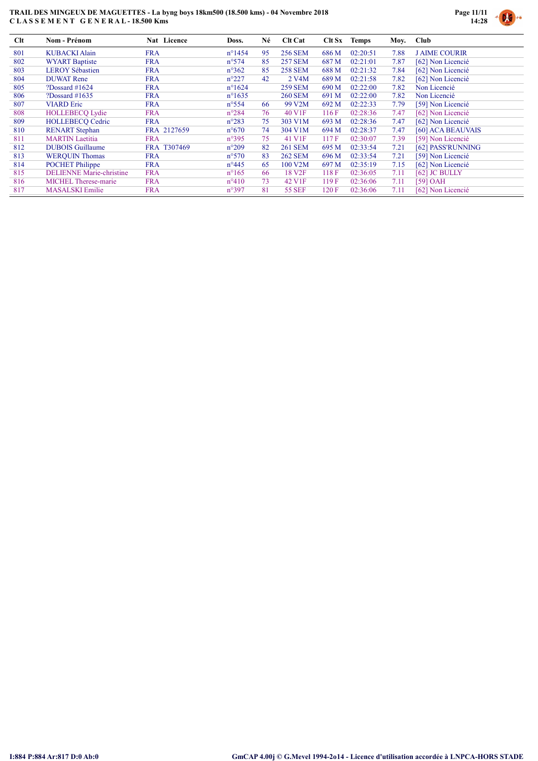**TRAIL DES MINGEUX DE MAGUETTES - La byng boys 18km500 (18.500 kms) - 04 Novembre 2018**
**C L A S S E M E N T   G E N E R A L - 18.500 Kms**

| Clt | Nom - Prénom | Nat | Licence | Doss. | Né | Clt Cat | Clt Sx | Temps | Moy. | Club |
|---|---|---|---|---|---|---|---|---|---|---|
| 801 | KUBACKI Alain | FRA | | n°1454 | 95 | 256 SEM | 686 M | 02:20:51 | 7.88 | J AIME COURIR |
| 802 | WYART Baptiste | FRA | | n°574 | 85 | 257 SEM | 687 M | 02:21:01 | 7.87 | [62] Non Licencié |
| 803 | LEROY Sébastien | FRA | | n°362 | 85 | 258 SEM | 688 M | 02:21:32 | 7.84 | [62] Non Licencié |
| 804 | DUWAT Rene | FRA | | n°227 | 42 | 2 V4M | 689 M | 02:21:58 | 7.82 | [62] Non Licencié |
| 805 | ?Dossard #1624 | FRA | | n°1624 | | 259 SEM | 690 M | 02:22:00 | 7.82 | Non Licencié |
| 806 | ?Dossard #1635 | FRA | | n°1635 | | 260 SEM | 691 M | 02:22:00 | 7.82 | Non Licencié |
| 807 | VIARD Eric | FRA | | n°554 | 66 | 99 V2M | 692 M | 02:22:33 | 7.79 | [59] Non Licencié |
| 808 | HOLLEBECQ Lydie | FRA | | n°284 | 76 | 40 V1F | 116 F | 02:28:36 | 7.47 | [62] Non Licencié |
| 809 | HOLLEBECQ Cedric | FRA | | n°283 | 75 | 303 V1M | 693 M | 02:28:36 | 7.47 | [62] Non Licencié |
| 810 | RENART Stephan | FRA | 2127659 | n°670 | 74 | 304 V1M | 694 M | 02:28:37 | 7.47 | [60] ACA BEAUVAIS |
| 811 | MARTIN Laetitia | FRA | | n°395 | 75 | 41 V1F | 117 F | 02:30:07 | 7.39 | [59] Non Licencié |
| 812 | DUBOIS Guillaume | FRA | T307469 | n°209 | 82 | 261 SEM | 695 M | 02:33:54 | 7.21 | [62] PASS'RUNNING |
| 813 | WERQUIN Thomas | FRA | | n°570 | 83 | 262 SEM | 696 M | 02:33:54 | 7.21 | [59] Non Licencié |
| 814 | POCHET Philippe | FRA | | n°445 | 65 | 100 V2M | 697 M | 02:35:19 | 7.15 | [62] Non Licencié |
| 815 | DELIENNE Marie-christine | FRA | | n°165 | 66 | 18 V2F | 118 F | 02:36:05 | 7.11 | [62] JC BULLY |
| 816 | MICHEL Therese-marie | FRA | | n°410 | 73 | 42 V1F | 119 F | 02:36:06 | 7.11 | [59] OAH |
| 817 | MASALSKI Emilie | FRA | | n°397 | 81 | 55 SEF | 120 F | 02:36:06 | 7.11 | [62] Non Licencié |

I:884 P:884 Ar:817 D:0 Ab:0

GmCAP 4.00j © G.Mevel 1994-2o14 - Licence d'utilisation accordée à LNPCA-HORS STADE